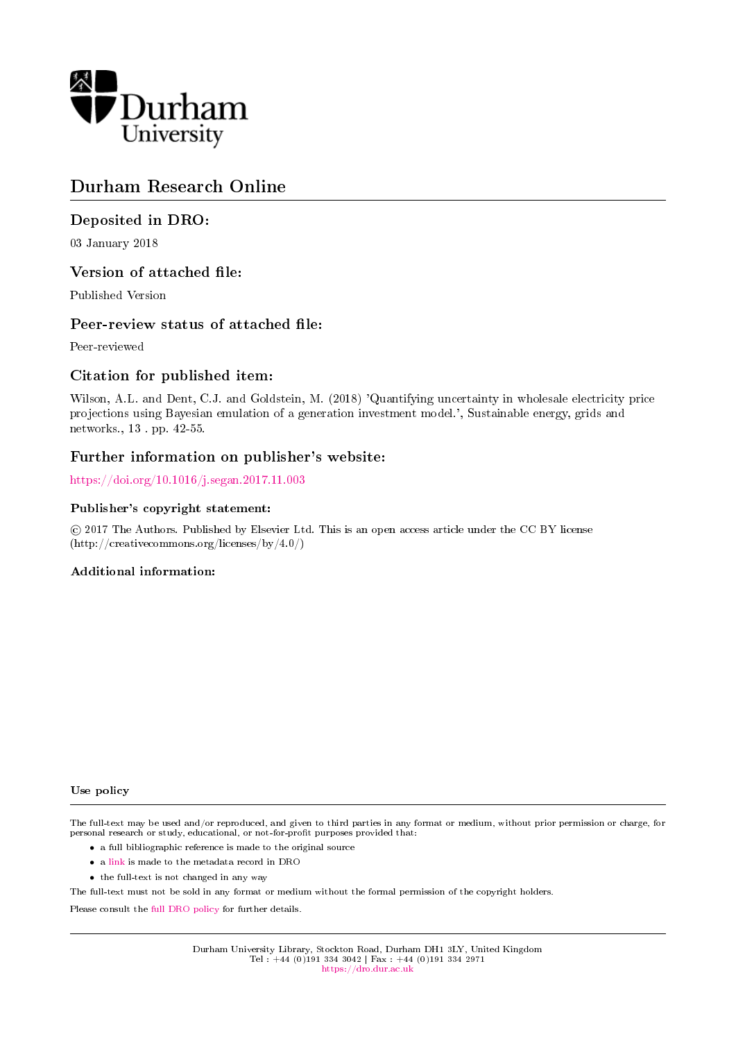Durham University

# Durham Research Online

## Deposited in DRO:

03 January 2018

## Version of attached file:

Published Version

## Peer-review status of attached file:

Peer-reviewed

## Citation for published item:

Wilson, A.L. and Dent, C.J. and Goldstein, M. (2018) 'Quantifying uncertainty in wholesale electricity price projections using Bayesian emulation of a generation investment model.', Sustainable energy, grids and networks., 13 . pp. 42-55.

## Further information on publisher's website:

https://doi.org/10.1016/j.segan.2017.11.003

### Publisher's copyright statement:

© 2017 The Authors. Published by Elsevier Ltd. This is an open access article under the CC BY license (http://creativecommons.org/licenses/by/4.0/)

### Additional information:

### Use policy

The full-text may be used and/or reproduced, and given to third parties in any format or medium, without prior permission or charge, for personal research or study, educational, or not-for-profit purposes provided that:

- a full bibliographic reference is made to the original source
- a link is made to the metadata record in DRO
- the full-text is not changed in any way

The full-text must not be sold in any format or medium without the formal permission of the copyright holders.

Please consult the full DRO policy for further details.

Durham University Library, Stockton Road, Durham DH1 3LY, United Kingdom
Tel : +44 (0)191 334 3042 | Fax : +44 (0)191 334 2971
https://dro.dur.ac.uk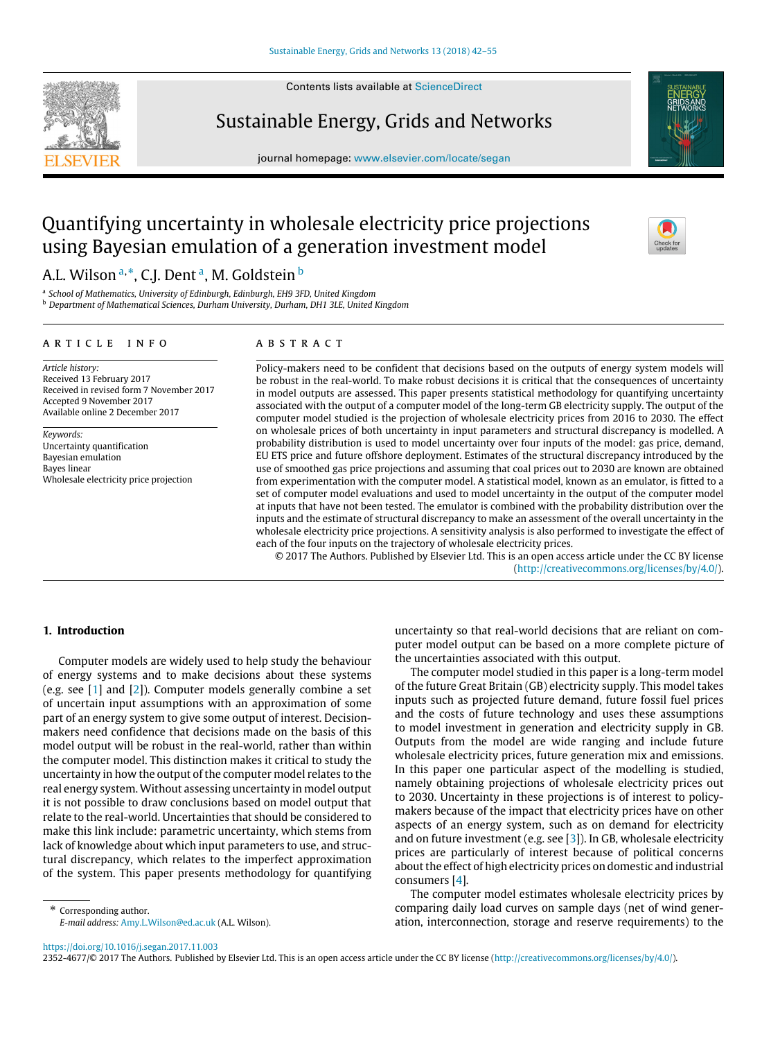# Quantifying uncertainty in wholesale electricity price projections using Bayesian emulation of a generation investment model

A.L. Wilson [a,*], C.J. Dent [a], M. Goldstein [b]

[a] *School of Mathematics, University of Edinburgh, Edinburgh, EH9 3FD, United Kingdom*

[b] *Department of Mathematical Sciences, Durham University, Durham, DH1 3LE, United Kingdom*

## ARTICLE INFO

*Article history:*
Received 13 February 2017
Received in revised form 7 November 2017
Accepted 9 November 2017
Available online 2 December 2017

*Keywords:*
Uncertainty quantification
Bayesian emulation
Bayes linear
Wholesale electricity price projection

## ABSTRACT

Policy-makers need to be confident that decisions based on the outputs of energy system models will be robust in the real-world. To make robust decisions it is critical that the consequences of uncertainty in model outputs are assessed. This paper presents statistical methodology for quantifying uncertainty associated with the output of a computer model of the long-term GB electricity supply. The output of the computer model studied is the projection of wholesale electricity prices from 2016 to 2030. The effect on wholesale prices of both uncertainty in input parameters and structural discrepancy is modelled. A probability distribution is used to model uncertainty over four inputs of the model: gas price, demand, EU ETS price and future offshore deployment. Estimates of the structural discrepancy introduced by the use of smoothed gas price projections and assuming that coal prices out to 2030 are known are obtained from experimentation with the computer model. A statistical model, known as an emulator, is fitted to a set of computer model evaluations and used to model uncertainty in the output of the computer model at inputs that have not been tested. The emulator is combined with the probability distribution over the inputs and the estimate of structural discrepancy to make an assessment of the overall uncertainty in the wholesale electricity price projections. A sensitivity analysis is also performed to investigate the effect of each of the four inputs on the trajectory of wholesale electricity prices.

© 2017 The Authors. Published by Elsevier Ltd. This is an open access article under the CC BY license (http://creativecommons.org/licenses/by/4.0/).

## 1. Introduction

Computer models are widely used to help study the behaviour of energy systems and to make decisions about these systems (e.g. see [1] and [2]). Computer models generally combine a set of uncertain input assumptions with an approximation of some part of an energy system to give some output of interest. Decision-makers need confidence that decisions made on the basis of this model output will be robust in the real-world, rather than within the computer model. This distinction makes it critical to study the uncertainty in how the output of the computer model relates to the real energy system. Without assessing uncertainty in model output it is not possible to draw conclusions based on model output that relate to the real-world. Uncertainties that should be considered to make this link include: parametric uncertainty, which stems from lack of knowledge about which input parameters to use, and structural discrepancy, which relates to the imperfect approximation of the system. This paper presents methodology for quantifying uncertainty so that real-world decisions that are reliant on computer model output can be based on a more complete picture of the uncertainties associated with this output.

The computer model studied in this paper is a long-term model of the future Great Britain (GB) electricity supply. This model takes inputs such as projected future demand, future fossil fuel prices and the costs of future technology and uses these assumptions to model investment in generation and electricity supply in GB. Outputs from the model are wide ranging and include future wholesale electricity prices, future generation mix and emissions. In this paper one particular aspect of the modelling is studied, namely obtaining projections of wholesale electricity prices out to 2030. Uncertainty in these projections is of interest to policy-makers because of the impact that electricity prices have on other aspects of an energy system, such as on demand for electricity and on future investment (e.g. see [3]). In GB, wholesale electricity prices are particularly of interest because of political concerns about the effect of high electricity prices on domestic and industrial consumers [4].

The computer model estimates wholesale electricity prices by comparing daily load curves on sample days (net of wind generation, interconnection, storage and reserve requirements) to the

* Corresponding author.
*E-mail address:* Amy.L.Wilson@ed.ac.uk (A.L. Wilson).

https://doi.org/10.1016/j.segan.2017.11.003
2352-4677/© 2017 The Authors. Published by Elsevier Ltd. This is an open access article under the CC BY license (http://creativecommons.org/licenses/by/4.0/).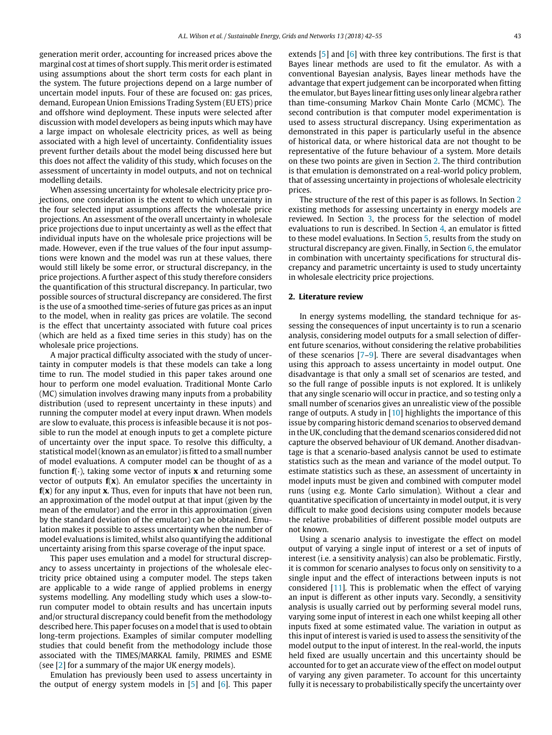generation merit order, accounting for increased prices above the marginal cost at times of short supply. This merit order is estimated using assumptions about the short term costs for each plant in the system. The future projections depend on a large number of uncertain model inputs. Four of these are focused on: gas prices, demand, European Union Emissions Trading System (EU ETS) price and offshore wind deployment. These inputs were selected after discussion with model developers as being inputs which may have a large impact on wholesale electricity prices, as well as being associated with a high level of uncertainty. Confidentiality issues prevent further details about the model being discussed here but this does not affect the validity of this study, which focuses on the assessment of uncertainty in model outputs, and not on technical modelling details.

When assessing uncertainty for wholesale electricity price projections, one consideration is the extent to which uncertainty in the four selected input assumptions affects the wholesale price projections. An assessment of the overall uncertainty in wholesale price projections due to input uncertainty as well as the effect that individual inputs have on the wholesale price projections will be made. However, even if the true values of the four input assumptions were known and the model was run at these values, there would still likely be some error, or structural discrepancy, in the price projections. A further aspect of this study therefore considers the quantification of this structural discrepancy. In particular, two possible sources of structural discrepancy are considered. The first is the use of a smoothed time-series of future gas prices as an input to the model, when in reality gas prices are volatile. The second is the effect that uncertainty associated with future coal prices (which are held as a fixed time series in this study) has on the wholesale price projections.

A major practical difficulty associated with the study of uncertainty in computer models is that these models can take a long time to run. The model studied in this paper takes around one hour to perform one model evaluation. Traditional Monte Carlo (MC) simulation involves drawing many inputs from a probability distribution (used to represent uncertainty in these inputs) and running the computer model at every input drawn. When models are slow to evaluate, this process is infeasible because it is not possible to run the model at enough inputs to get a complete picture of uncertainty over the input space. To resolve this difficulty, a statistical model (known as an emulator) is fitted to a small number of model evaluations. A computer model can be thought of as a function $\mathbf{f}(\cdot)$, taking some vector of inputs $\mathbf{x}$ and returning some vector of outputs $\mathbf{f}(\mathbf{x})$. An emulator specifies the uncertainty in $\mathbf{f}(\mathbf{x})$ for any input $\mathbf{x}$. Thus, even for inputs that have not been run, an approximation of the model output at that input (given by the mean of the emulator) and the error in this approximation (given by the standard deviation of the emulator) can be obtained. Emulation makes it possible to assess uncertainty when the number of model evaluations is limited, whilst also quantifying the additional uncertainty arising from this sparse coverage of the input space.

This paper uses emulation and a model for structural discrepancy to assess uncertainty in projections of the wholesale electricity price obtained using a computer model. The steps taken are applicable to a wide range of applied problems in energy systems modelling. Any modelling study which uses a slow-to-run computer model to obtain results and has uncertain inputs and/or structural discrepancy could benefit from the methodology described here. This paper focuses on a model that is used to obtain long-term projections. Examples of similar computer modelling studies that could benefit from the methodology include those associated with the TIMES/MARKAL family, PRIMES and ESME (see [2] for a summary of the major UK energy models).

Emulation has previously been used to assess uncertainty in the output of energy system models in [5] and [6]. This paper extends [5] and [6] with three key contributions. The first is that Bayes linear methods are used to fit the emulator. As with a conventional Bayesian analysis, Bayes linear methods have the advantage that expert judgement can be incorporated when fitting the emulator, but Bayes linear fitting uses only linear algebra rather than time-consuming Markov Chain Monte Carlo (MCMC). The second contribution is that computer model experimentation is used to assess structural discrepancy. Using experimentation as demonstrated in this paper is particularly useful in the absence of historical data, or where historical data are not thought to be representative of the future behaviour of a system. More details on these two points are given in Section 2. The third contribution is that emulation is demonstrated on a real-world policy problem, that of assessing uncertainty in projections of wholesale electricity prices.

The structure of the rest of this paper is as follows. In Section 2 existing methods for assessing uncertainty in energy models are reviewed. In Section 3, the process for the selection of model evaluations to run is described. In Section 4, an emulator is fitted to these model evaluations. In Section 5, results from the study on structural discrepancy are given. Finally, in Section 6, the emulator in combination with uncertainty specifications for structural discrepancy and parametric uncertainty is used to study uncertainty in wholesale electricity price projections.

## 2. Literature review

In energy systems modelling, the standard technique for assessing the consequences of input uncertainty is to run a scenario analysis, considering model outputs for a small selection of different future scenarios, without considering the relative probabilities of these scenarios [7–9]. There are several disadvantages when using this approach to assess uncertainty in model output. One disadvantage is that only a small set of scenarios are tested, and so the full range of possible inputs is not explored. It is unlikely that any single scenario will occur in practice, and so testing only a small number of scenarios gives an unrealistic view of the possible range of outputs. A study in [10] highlights the importance of this issue by comparing historic demand scenarios to observed demand in the UK, concluding that the demand scenarios considered did not capture the observed behaviour of UK demand. Another disadvantage is that a scenario-based analysis cannot be used to estimate statistics such as the mean and variance of the model output. To estimate statistics such as these, an assessment of uncertainty in model inputs must be given and combined with computer model runs (using e.g. Monte Carlo simulation). Without a clear and quantitative specification of uncertainty in model output, it is very difficult to make good decisions using computer models because the relative probabilities of different possible model outputs are not known.

Using a scenario analysis to investigate the effect on model output of varying a single input of interest or a set of inputs of interest (i.e. a sensitivity analysis) can also be problematic. Firstly, it is common for scenario analyses to focus only on sensitivity to a single input and the effect of interactions between inputs is not considered [11]. This is problematic when the effect of varying an input is different as other inputs vary. Secondly, a sensitivity analysis is usually carried out by performing several model runs, varying some input of interest in each one whilst keeping all other inputs fixed at some estimated value. The variation in output as this input of interest is varied is used to assess the sensitivity of the model output to the input of interest. In the real-world, the inputs held fixed are usually uncertain and this uncertainty should be accounted for to get an accurate view of the effect on model output of varying any given parameter. To account for this uncertainty fully it is necessary to probabilistically specify the uncertainty over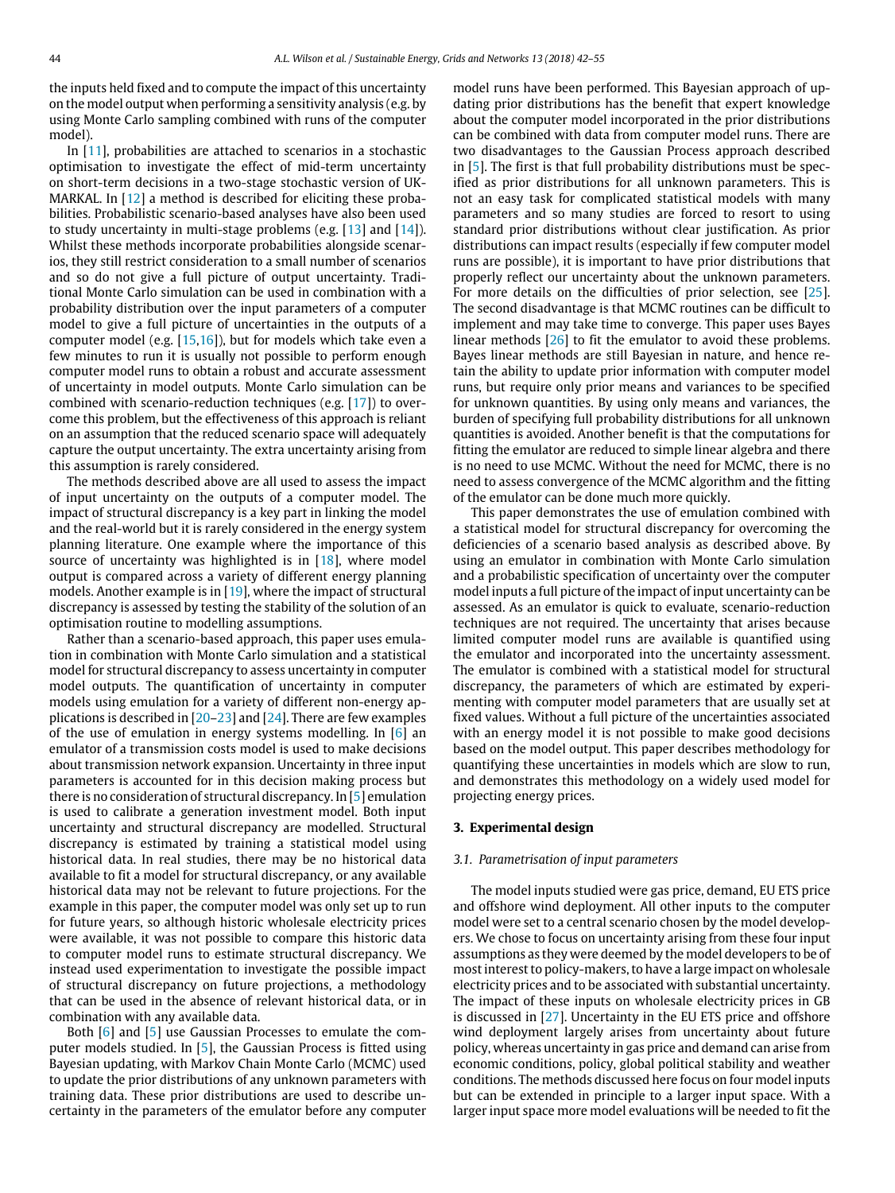the inputs held fixed and to compute the impact of this uncertainty on the model output when performing a sensitivity analysis (e.g. by using Monte Carlo sampling combined with runs of the computer model).

In [11], probabilities are attached to scenarios in a stochastic optimisation to investigate the effect of mid-term uncertainty on short-term decisions in a two-stage stochastic version of UK-MARKAL. In [12] a method is described for eliciting these probabilities. Probabilistic scenario-based analyses have also been used to study uncertainty in multi-stage problems (e.g. [13] and [14]). Whilst these methods incorporate probabilities alongside scenarios, they still restrict consideration to a small number of scenarios and so do not give a full picture of output uncertainty. Traditional Monte Carlo simulation can be used in combination with a probability distribution over the input parameters of a computer model to give a full picture of uncertainties in the outputs of a computer model (e.g. [15,16]), but for models which take even a few minutes to run it is usually not possible to perform enough computer model runs to obtain a robust and accurate assessment of uncertainty in model outputs. Monte Carlo simulation can be combined with scenario-reduction techniques (e.g. [17]) to overcome this problem, but the effectiveness of this approach is reliant on an assumption that the reduced scenario space will adequately capture the output uncertainty. The extra uncertainty arising from this assumption is rarely considered.

The methods described above are all used to assess the impact of input uncertainty on the outputs of a computer model. The impact of structural discrepancy is a key part in linking the model and the real-world but it is rarely considered in the energy system planning literature. One example where the importance of this source of uncertainty was highlighted is in [18], where model output is compared across a variety of different energy planning models. Another example is in [19], where the impact of structural discrepancy is assessed by testing the stability of the solution of an optimisation routine to modelling assumptions.

Rather than a scenario-based approach, this paper uses emulation in combination with Monte Carlo simulation and a statistical model for structural discrepancy to assess uncertainty in computer model outputs. The quantification of uncertainty in computer models using emulation for a variety of different non-energy applications is described in [20–23] and [24]. There are few examples of the use of emulation in energy systems modelling. In [6] an emulator of a transmission costs model is used to make decisions about transmission network expansion. Uncertainty in three input parameters is accounted for in this decision making process but there is no consideration of structural discrepancy. In [5] emulation is used to calibrate a generation investment model. Both input uncertainty and structural discrepancy are modelled. Structural discrepancy is estimated by training a statistical model using historical data. In real studies, there may be no historical data available to fit a model for structural discrepancy, or any available historical data may not be relevant to future projections. For the example in this paper, the computer model was only set up to run for future years, so although historic wholesale electricity prices were available, it was not possible to compare this historic data to computer model runs to estimate structural discrepancy. We instead used experimentation to investigate the possible impact of structural discrepancy on future projections, a methodology that can be used in the absence of relevant historical data, or in combination with any available data.

Both [6] and [5] use Gaussian Processes to emulate the computer models studied. In [5], the Gaussian Process is fitted using Bayesian updating, with Markov Chain Monte Carlo (MCMC) used to update the prior distributions of any unknown parameters with training data. These prior distributions are used to describe uncertainty in the parameters of the emulator before any computer model runs have been performed. This Bayesian approach of updating prior distributions has the benefit that expert knowledge about the computer model incorporated in the prior distributions can be combined with data from computer model runs. There are two disadvantages to the Gaussian Process approach described in [5]. The first is that full probability distributions must be specified as prior distributions for all unknown parameters. This is not an easy task for complicated statistical models with many parameters and so many studies are forced to resort to using standard prior distributions without clear justification. As prior distributions can impact results (especially if few computer model runs are possible), it is important to have prior distributions that properly reflect our uncertainty about the unknown parameters. For more details on the difficulties of prior selection, see [25]. The second disadvantage is that MCMC routines can be difficult to implement and may take time to converge. This paper uses Bayes linear methods [26] to fit the emulator to avoid these problems. Bayes linear methods are still Bayesian in nature, and hence retain the ability to update prior information with computer model runs, but require only prior means and variances to be specified for unknown quantities. By using only means and variances, the burden of specifying full probability distributions for all unknown quantities is avoided. Another benefit is that the computations for fitting the emulator are reduced to simple linear algebra and there is no need to use MCMC. Without the need for MCMC, there is no need to assess convergence of the MCMC algorithm and the fitting of the emulator can be done much more quickly.

This paper demonstrates the use of emulation combined with a statistical model for structural discrepancy for overcoming the deficiencies of a scenario based analysis as described above. By using an emulator in combination with Monte Carlo simulation and a probabilistic specification of uncertainty over the computer model inputs a full picture of the impact of input uncertainty can be assessed. As an emulator is quick to evaluate, scenario-reduction techniques are not required. The uncertainty that arises because limited computer model runs are available is quantified using the emulator and incorporated into the uncertainty assessment. The emulator is combined with a statistical model for structural discrepancy, the parameters of which are estimated by experimenting with computer model parameters that are usually set at fixed values. Without a full picture of the uncertainties associated with an energy model it is not possible to make good decisions based on the model output. This paper describes methodology for quantifying these uncertainties in models which are slow to run, and demonstrates this methodology on a widely used model for projecting energy prices.

## 3. Experimental design

### 3.1. Parametrisation of input parameters

The model inputs studied were gas price, demand, EU ETS price and offshore wind deployment. All other inputs to the computer model were set to a central scenario chosen by the model developers. We chose to focus on uncertainty arising from these four input assumptions as they were deemed by the model developers to be of most interest to policy-makers, to have a large impact on wholesale electricity prices and to be associated with substantial uncertainty. The impact of these inputs on wholesale electricity prices in GB is discussed in [27]. Uncertainty in the EU ETS price and offshore wind deployment largely arises from uncertainty about future policy, whereas uncertainty in gas price and demand can arise from economic conditions, policy, global political stability and weather conditions. The methods discussed here focus on four model inputs but can be extended in principle to a larger input space. With a larger input space more model evaluations will be needed to fit the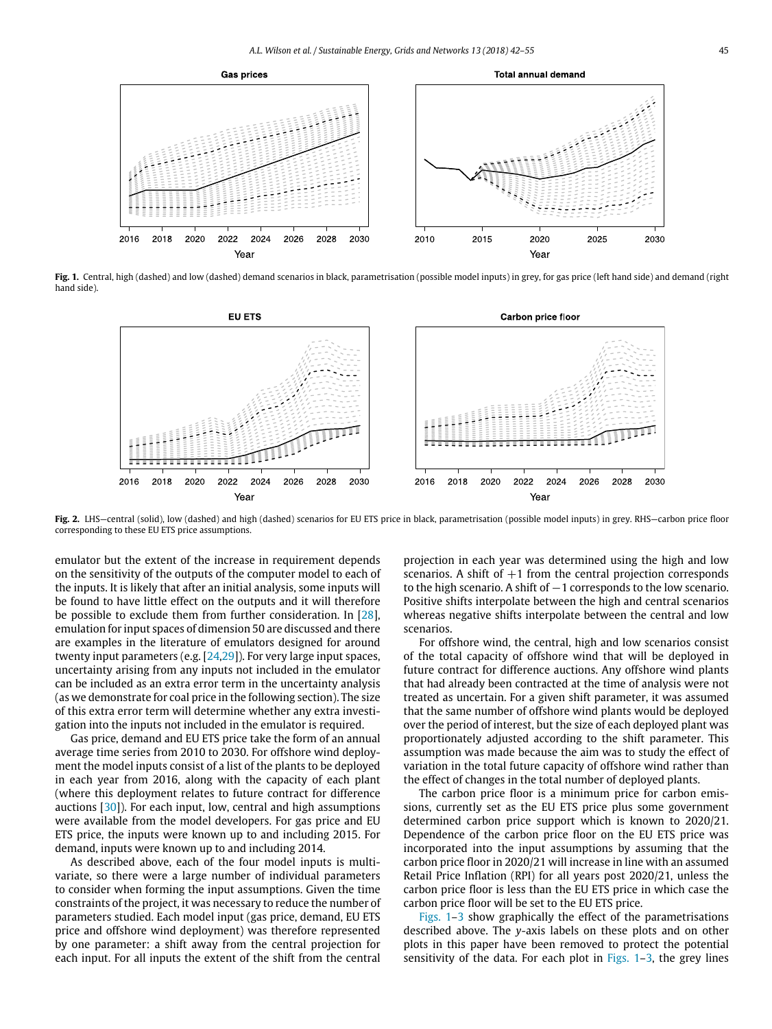**Fig. 1.** Central, high (dashed) and low (dashed) demand scenarios in black, parametrisation (possible model inputs) in grey, for gas price (left hand side) and demand (right hand side).

**Fig. 2.** LHS—central (solid), low (dashed) and high (dashed) scenarios for EU ETS price in black, parametrisation (possible model inputs) in grey. RHS—carbon price floor corresponding to these EU ETS price assumptions.

emulator but the extent of the increase in requirement depends on the sensitivity of the outputs of the computer model to each of the inputs. It is likely that after an initial analysis, some inputs will be found to have little effect on the outputs and it will therefore be possible to exclude them from further consideration. In [28], emulation for input spaces of dimension 50 are discussed and there are examples in the literature of emulators designed for around twenty input parameters (e.g. [24,29]). For very large input spaces, uncertainty arising from any inputs not included in the emulator can be included as an extra error term in the uncertainty analysis (as we demonstrate for coal price in the following section). The size of this extra error term will determine whether any extra investigation into the inputs not included in the emulator is required.

Gas price, demand and EU ETS price take the form of an annual average time series from 2010 to 2030. For offshore wind deployment the model inputs consist of a list of the plants to be deployed in each year from 2016, along with the capacity of each plant (where this deployment relates to future contract for difference auctions [30]). For each input, low, central and high assumptions were available from the model developers. For gas price and EU ETS price, the inputs were known up to and including 2015. For demand, inputs were known up to and including 2014.

As described above, each of the four model inputs is multivariate, so there were a large number of individual parameters to consider when forming the input assumptions. Given the time constraints of the project, it was necessary to reduce the number of parameters studied. Each model input (gas price, demand, EU ETS price and offshore wind deployment) was therefore represented by one parameter: a shift away from the central projection for each input. For all inputs the extent of the shift from the central projection in each year was determined using the high and low scenarios. A shift of +1 from the central projection corresponds to the high scenario. A shift of −1 corresponds to the low scenario. Positive shifts interpolate between the high and central scenarios whereas negative shifts interpolate between the central and low scenarios.

For offshore wind, the central, high and low scenarios consist of the total capacity of offshore wind that will be deployed in future contract for difference auctions. Any offshore wind plants that had already been contracted at the time of analysis were not treated as uncertain. For a given shift parameter, it was assumed that the same number of offshore wind plants would be deployed over the period of interest, but the size of each deployed plant was proportionately adjusted according to the shift parameter. This assumption was made because the aim was to study the effect of variation in the total future capacity of offshore wind rather than the effect of changes in the total number of deployed plants.

The carbon price floor is a minimum price for carbon emissions, currently set as the EU ETS price plus some government determined carbon price support which is known to 2020/21. Dependence of the carbon price floor on the EU ETS price was incorporated into the input assumptions by assuming that the carbon price floor in 2020/21 will increase in line with an assumed Retail Price Inflation (RPI) for all years post 2020/21, unless the carbon price floor is less than the EU ETS price in which case the carbon price floor will be set to the EU ETS price.

Figs. 1–3 show graphically the effect of the parametrisations described above. The *y*-axis labels on these plots and on other plots in this paper have been removed to protect the potential sensitivity of the data. For each plot in Figs. 1–3, the grey lines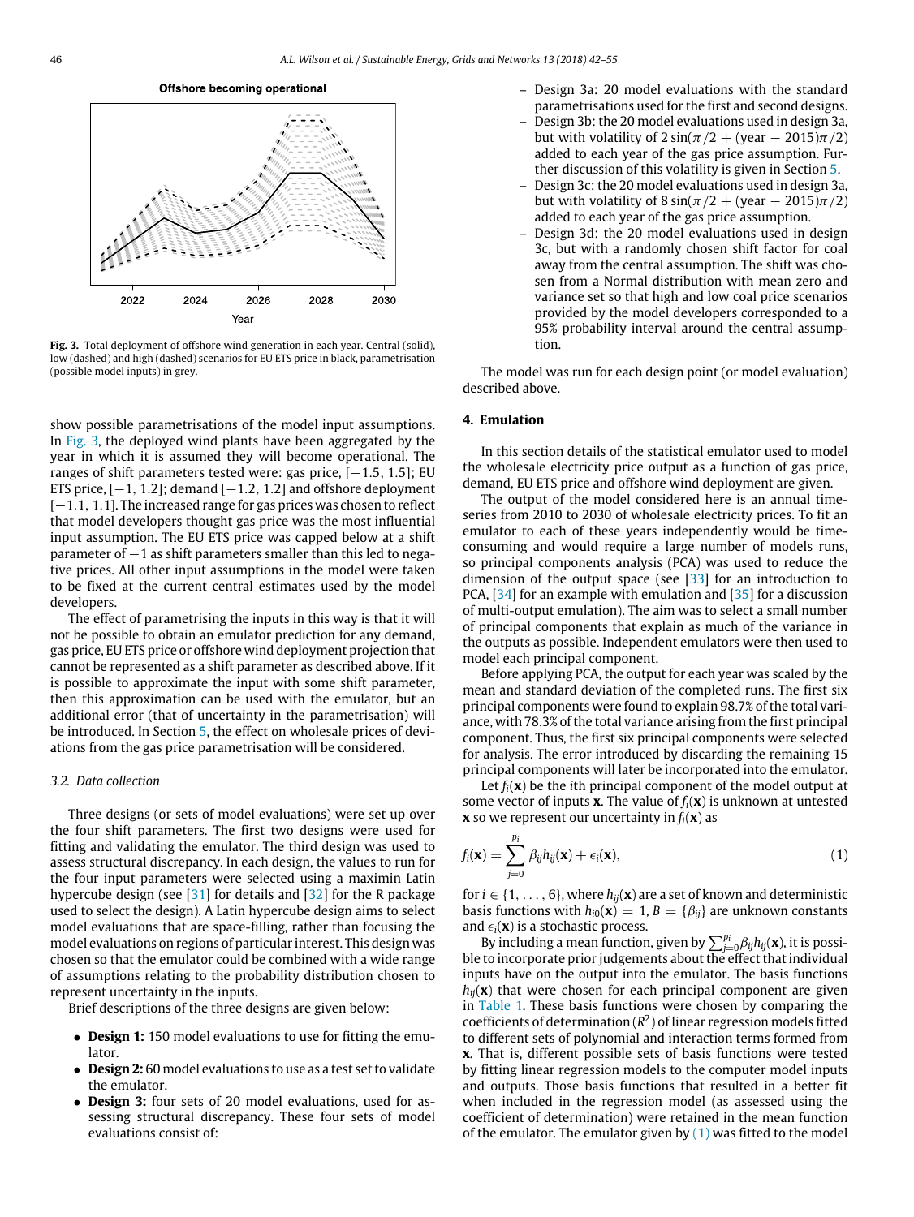**Fig. 3.** Total deployment of offshore wind generation in each year. Central (solid), low (dashed) and high (dashed) scenarios for EU ETS price in black, parametrisation (possible model inputs) in grey.

show possible parametrisations of the model input assumptions. In Fig. 3, the deployed wind plants have been aggregated by the year in which it is assumed they will become operational. The ranges of shift parameters tested were: gas price, $[-1.5, 1.5]$; EU ETS price, $[-1, 1.2]$; demand $[-1.2, 1.2]$ and offshore deployment $[-1.1, 1.1]$. The increased range for gas prices was chosen to reflect that model developers thought gas price was the most influential input assumption. The EU ETS price was capped below at a shift parameter of $-1$ as shift parameters smaller than this led to negative prices. All other input assumptions in the model were taken to be fixed at the current central estimates used by the model developers.

The effect of parametrising the inputs in this way is that it will not be possible to obtain an emulator prediction for any demand, gas price, EU ETS price or offshore wind deployment projection that cannot be represented as a shift parameter as described above. If it is possible to approximate the input with some shift parameter, then this approximation can be used with the emulator, but an additional error (that of uncertainty in the parametrisation) will be introduced. In Section 5, the effect on wholesale prices of deviations from the gas price parametrisation will be considered.

### 3.2. Data collection

Three designs (or sets of model evaluations) were set up over the four shift parameters. The first two designs were used for fitting and validating the emulator. The third design was used to assess structural discrepancy. In each design, the values to run for the four input parameters were selected using a maximin Latin hypercube design (see [31] for details and [32] for the R package used to select the design). A Latin hypercube design aims to select model evaluations that are space-filling, rather than focusing the model evaluations on regions of particular interest. This design was chosen so that the emulator could be combined with a wide range of assumptions relating to the probability distribution chosen to represent uncertainty in the inputs.

Brief descriptions of the three designs are given below:

- **Design 1:** 150 model evaluations to use for fitting the emulator.
- **Design 2:** 60 model evaluations to use as a test set to validate the emulator.
- **Design 3:** four sets of 20 model evaluations, used for assessing structural discrepancy. These four sets of model evaluations consist of:
  - Design 3a: 20 model evaluations with the standard parametrisations used for the first and second designs.
  - Design 3b: the 20 model evaluations used in design 3a, but with volatility of $2\sin(\pi/2 + (\text{year} - 2015)\pi/2)$ added to each year of the gas price assumption. Further discussion of this volatility is given in Section 5.
  - Design 3c: the 20 model evaluations used in design 3a, but with volatility of $8\sin(\pi/2 + (\text{year} - 2015)\pi/2)$ added to each year of the gas price assumption.
  - Design 3d: the 20 model evaluations used in design 3c, but with a randomly chosen shift factor for coal away from the central assumption. The shift was chosen from a Normal distribution with mean zero and variance set so that high and low coal price scenarios provided by the model developers corresponded to a 95% probability interval around the central assumption.

The model was run for each design point (or model evaluation) described above.

## 4. Emulation

In this section details of the statistical emulator used to model the wholesale electricity price output as a function of gas price, demand, EU ETS price and offshore wind deployment are given.

The output of the model considered here is an annual time-series from 2010 to 2030 of wholesale electricity prices. To fit an emulator to each of these years independently would be time-consuming and would require a large number of models runs, so principal components analysis (PCA) was used to reduce the dimension of the output space (see [33] for an introduction to PCA, [34] for an example with emulation and [35] for a discussion of multi-output emulation). The aim was to select a small number of principal components that explain as much of the variance in the outputs as possible. Independent emulators were then used to model each principal component.

Before applying PCA, the output for each year was scaled by the mean and standard deviation of the completed runs. The first six principal components were found to explain 98.7% of the total variance, with 78.3% of the total variance arising from the first principal component. Thus, the first six principal components were selected for analysis. The error introduced by discarding the remaining 15 principal components will later be incorporated into the emulator.

Let $f_i(\mathbf{x})$ be the $i$th principal component of the model output at some vector of inputs $\mathbf{x}$. The value of $f_i(\mathbf{x})$ is unknown at untested $\mathbf{x}$ so we represent our uncertainty in $f_i(\mathbf{x})$ as

$$f_i(\mathbf{x}) = \sum_{j=0}^{p_i} \beta_{ij} h_{ij}(\mathbf{x}) + \epsilon_i(\mathbf{x}), \tag{1}$$

for $i \in \{1, \ldots, 6\}$, where $h_{ij}(\mathbf{x})$ are a set of known and deterministic basis functions with $h_{i0}(\mathbf{x}) = 1$, $B = \{\beta_{ij}\}$ are unknown constants and $\epsilon_i(\mathbf{x})$ is a stochastic process.

By including a mean function, given by $\sum_{j=0}^{p_i} \beta_{ij} h_{ij}(\mathbf{x})$, it is possible to incorporate prior judgements about the effect that individual inputs have on the output into the emulator. The basis functions $h_{ij}(\mathbf{x})$ that were chosen for each principal component are given in Table 1. These basis functions were chosen by comparing the coefficients of determination ($R^2$) of linear regression models fitted to different sets of polynomial and interaction terms formed from $\mathbf{x}$. That is, different possible sets of basis functions were tested by fitting linear regression models to the computer model inputs and outputs. Those basis functions that resulted in a better fit when included in the regression model (as assessed using the coefficient of determination) were retained in the mean function of the emulator. The emulator given by (1) was fitted to the model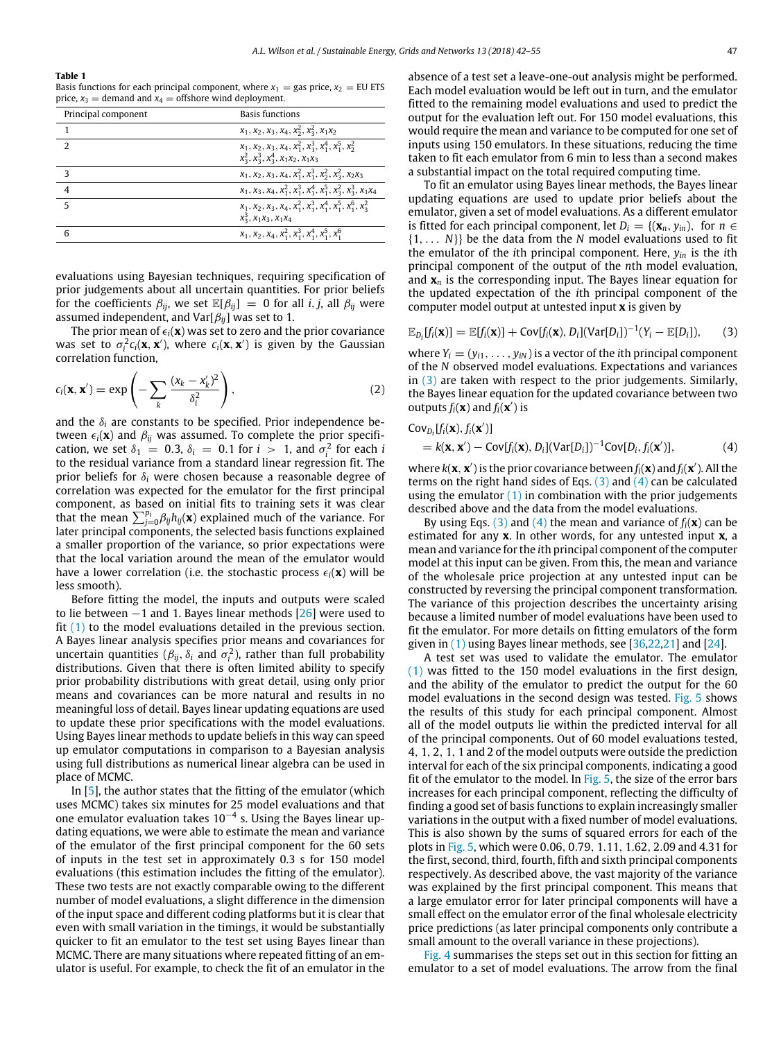**Table 1**
Basis functions for each principal component, where $x_1$ = gas price, $x_2$ = EU ETS price, $x_3$ = demand and $x_4$ = offshore wind deployment.

| Principal component | Basis functions |
|---|---|
| 1 | $x_1, x_2, x_3, x_4, x_2^2, x_3^2, x_1x_2$ |
| 2 | $x_1, x_2, x_3, x_4, x_1^2, x_1^3, x_1^4, x_1^5, x_2^2$ $x_3^2, x_3^3, x_3^4, x_1x_2, x_1x_3$ |
| 3 | $x_1, x_2, x_3, x_4, x_1^2, x_1^3, x_2^2, x_3^2, x_2x_3$ |
| 4 | $x_1, x_3, x_4, x_1^2, x_1^3, x_1^4, x_1^5, x_3^2, x_3^3, x_1x_4$ |
| 5 | $x_1, x_2, x_3, x_4, x_1^2, x_1^3, x_1^4, x_1^5, x_1^6, x_3^2$ $x_3^3, x_1x_3, x_1x_4$ |
| 6 | $x_1, x_2, x_4, x_1^2, x_1^3, x_1^4, x_1^5, x_1^6$ |

evaluations using Bayesian techniques, requiring specification of prior judgements about all uncertain quantities. For prior beliefs for the coefficients $\beta_{ij}$, we set $\mathbb{E}[\beta_{ij}] = 0$ for all $i, j$, all $\beta_{ij}$ were assumed independent, and $\text{Var}[\beta_{ij}]$ was set to 1.

The prior mean of $\epsilon_i(\mathbf{x})$ was set to zero and the prior covariance was set to $\sigma_i^2 c_i(\mathbf{x}, \mathbf{x}')$, where $c_i(\mathbf{x}, \mathbf{x}')$ is given by the Gaussian correlation function,

$$c_i(\mathbf{x}, \mathbf{x}') = \exp\left(-\sum_k \frac{(x_k - x_k')^2}{\delta_i^2}\right), \tag{2}$$

and the $\delta_i$ are constants to be specified. Prior independence between $\epsilon_i(\mathbf{x})$ and $\beta_{ij}$ was assumed. To complete the prior specification, we set $\delta_1 = 0.3$, $\delta_i = 0.1$ for $i > 1$, and $\sigma_i^2$ for each $i$ to the residual variance from a standard linear regression fit. The prior beliefs for $\delta_i$ were chosen because a reasonable degree of correlation was expected for the emulator for the first principal component, as based on initial fits to training sets it was clear that the mean $\sum_{j=0}^{p_i} \beta_{ij} h_{ij}(\mathbf{x})$ explained much of the variance. For later principal components, the selected basis functions explained a smaller proportion of the variance, so prior expectations were that the local variation around the mean of the emulator would have a lower correlation (i.e. the stochastic process $\epsilon_i(\mathbf{x})$ will be less smooth).

Before fitting the model, the inputs and outputs were scaled to lie between −1 and 1. Bayes linear methods [26] were used to fit (1) to the model evaluations detailed in the previous section. A Bayes linear analysis specifies prior means and covariances for uncertain quantities ($\beta_{ij}$, $\delta_i$ and $\sigma_i^2$), rather than full probability distributions. Given that there is often limited ability to specify prior probability distributions with great detail, using only prior means and covariances can be more natural and results in no meaningful loss of detail. Bayes linear updating equations are used to update these prior specifications with the model evaluations. Using Bayes linear methods to update beliefs in this way can speed up emulator computations in comparison to a Bayesian analysis using full distributions as numerical linear algebra can be used in place of MCMC.

In [5], the author states that the fitting of the emulator (which uses MCMC) takes six minutes for 25 model evaluations and that one emulator evaluation takes $10^{-4}$ s. Using the Bayes linear updating equations, we were able to estimate the mean and variance of the emulator of the first principal component for the 60 sets of inputs in the test set in approximately 0.3 s for 150 model evaluations (this estimation includes the fitting of the emulator). These two tests are not exactly comparable owing to the different number of model evaluations, a slight difference in the dimension of the input space and different coding platforms but it is clear that even with small variation in the timings, it would be substantially quicker to fit an emulator to the test set using Bayes linear than MCMC. There are many situations where repeated fitting of an emulator is useful. For example, to check the fit of an emulator in the absence of a test set a leave-one-out analysis might be performed. Each model evaluation would be left out in turn, and the emulator fitted to the remaining model evaluations and used to predict the output for the evaluation left out. For 150 model evaluations, this would require the mean and variance to be computed for one set of inputs using 150 emulators. In these situations, reducing the time taken to fit each emulator from 6 min to less than a second makes a substantial impact on the total required computing time.

To fit an emulator using Bayes linear methods, the Bayes linear updating equations are used to update prior beliefs about the emulator, given a set of model evaluations. As a different emulator is fitted for each principal component, let $D_i = \{(\mathbf{x}_n, y_{in}), \text{ for } n \in \{1, \ldots N\}\}$ be the data from the $N$ model evaluations used to fit the emulator of the $i$th principal component. Here, $y_{in}$ is the $i$th principal component of the output of the $n$th model evaluation, and $\mathbf{x}_n$ is the corresponding input. The Bayes linear equation for the updated expectation of the $i$th principal component of the computer model output at untested input $\mathbf{x}$ is given by

$$\mathbb{E}_{D_i}[f_i(\mathbf{x})] = \mathbb{E}[f_i(\mathbf{x})] + \text{Cov}[f_i(\mathbf{x}), D_i](\text{Var}[D_i])^{-1}(Y_i - \mathbb{E}[D_i]), \tag{3}$$

where $Y_i = (y_{i1}, \ldots, y_{iN})$ is a vector of the $i$th principal component of the $N$ observed model evaluations. Expectations and variances in (3) are taken with respect to the prior judgements. Similarly, the Bayes linear equation for the updated covariance between two outputs $f_i(\mathbf{x})$ and $f_i(\mathbf{x}')$ is

$$\begin{aligned}
&\text{Cov}_{D_i}[f_i(\mathbf{x}), f_i(\mathbf{x}')] \\
&= k(\mathbf{x}, \mathbf{x}') - \text{Cov}[f_i(\mathbf{x}), D_i](\text{Var}[D_i])^{-1}\text{Cov}[D_i, f_i(\mathbf{x}')],
\end{aligned} \tag{4}$$

where $k(\mathbf{x}, \mathbf{x}')$ is the prior covariance between $f_i(\mathbf{x})$ and $f_i(\mathbf{x}')$. All the terms on the right hand sides of Eqs. (3) and (4) can be calculated using the emulator (1) in combination with the prior judgements described above and the data from the model evaluations.

By using Eqs. (3) and (4) the mean and variance of $f_i(\mathbf{x})$ can be estimated for any $\mathbf{x}$. In other words, for any untested input $\mathbf{x}$, a mean and variance for the $i$th principal component of the computer model at this input can be given. From this, the mean and variance of the wholesale price projection at any untested input can be constructed by reversing the principal component transformation. The variance of this projection describes the uncertainty arising because a limited number of model evaluations have been used to fit the emulator. For more details on fitting emulators of the form given in (1) using Bayes linear methods, see [36,22,21] and [24].

A test set was used to validate the emulator. The emulator (1) was fitted to the 150 model evaluations in the first design, and the ability of the emulator to predict the output for the 60 model evaluations in the second design was tested. Fig. 5 shows the results of this study for each principal component. Almost all of the model outputs lie within the predicted interval for all of the principal components. Out of 60 model evaluations tested, 4, 1, 2, 1, 1 and 2 of the model outputs were outside the prediction interval for each of the six principal components, indicating a good fit of the emulator to the model. In Fig. 5, the size of the error bars increases for each principal component, reflecting the difficulty of finding a good set of basis functions to explain increasingly smaller variations in the output with a fixed number of model evaluations. This is also shown by the sums of squared errors for each of the plots in Fig. 5, which were 0.06, 0.79, 1.11, 1.62, 2.09 and 4.31 for the first, second, third, fourth, fifth and sixth principal components respectively. As described above, the vast majority of the variance was explained by the first principal component. This means that a large emulator error for later principal components will have a small effect on the emulator error of the final wholesale electricity price predictions (as later principal components only contribute a small amount to the overall variance in these projections).

Fig. 4 summarises the steps set out in this section for fitting an emulator to a set of model evaluations. The arrow from the final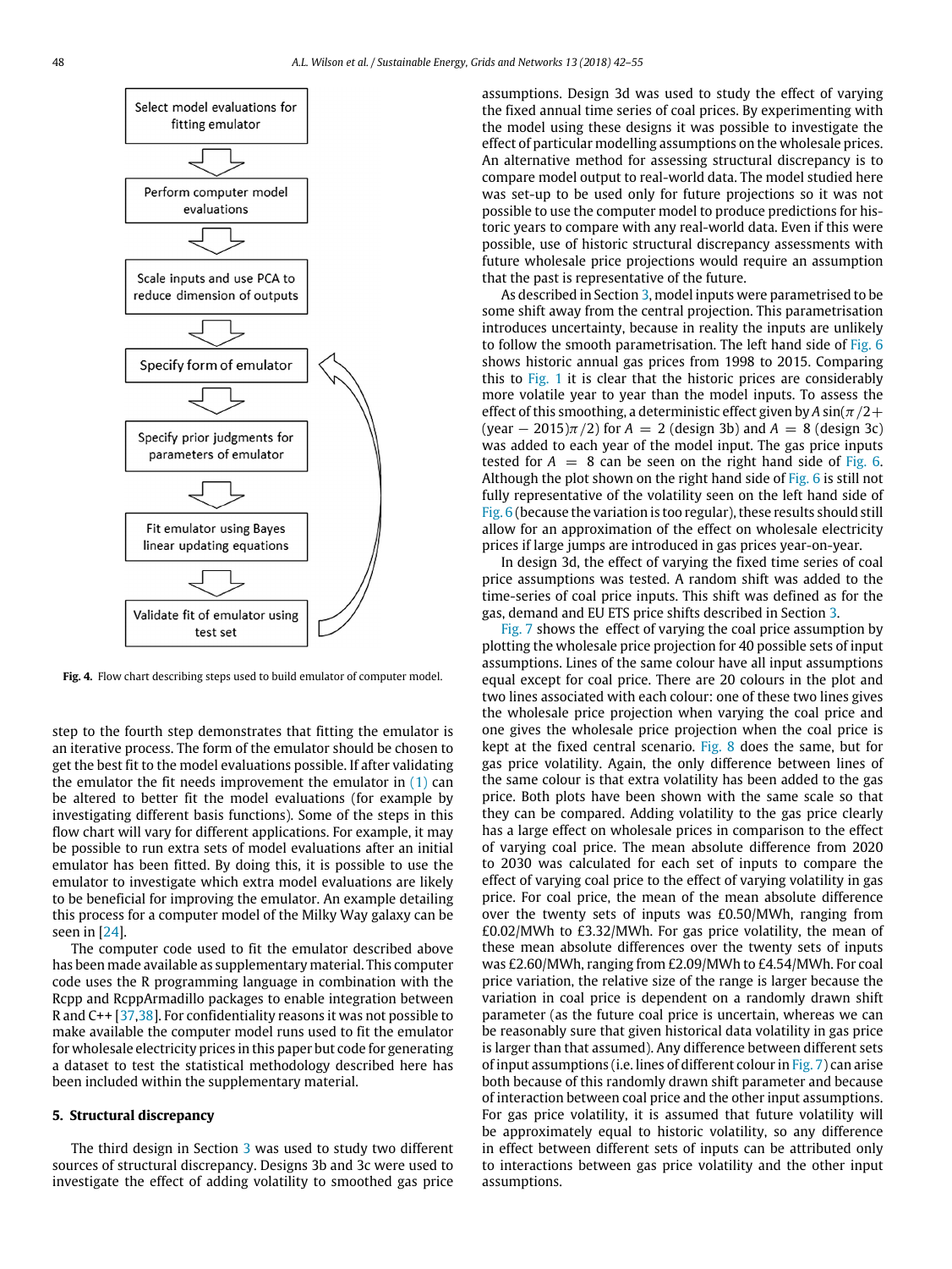Select model evaluations for fitting emulator

Perform computer model evaluations

Scale inputs and use PCA to reduce dimension of outputs

Specify form of emulator

Specify prior judgments for parameters of emulator

Fit emulator using Bayes linear updating equations

Validate fit of emulator using test set

**Fig. 4.** Flow chart describing steps used to build emulator of computer model.

step to the fourth step demonstrates that fitting the emulator is an iterative process. The form of the emulator should be chosen to get the best fit to the model evaluations possible. If after validating the emulator the fit needs improvement the emulator in (1) can be altered to better fit the model evaluations (for example by investigating different basis functions). Some of the steps in this flow chart will vary for different applications. For example, it may be possible to run extra sets of model evaluations after an initial emulator has been fitted. By doing this, it is possible to use the emulator to investigate which extra model evaluations are likely to be beneficial for improving the emulator. An example detailing this process for a computer model of the Milky Way galaxy can be seen in [24].

The computer code used to fit the emulator described above has been made available as supplementary material. This computer code uses the R programming language in combination with the Rcpp and RcppArmadillo packages to enable integration between R and C++ [37,38]. For confidentiality reasons it was not possible to make available the computer model runs used to fit the emulator for wholesale electricity prices in this paper but code for generating a dataset to test the statistical methodology described here has been included within the supplementary material.

## 5. Structural discrepancy

The third design in Section 3 was used to study two different sources of structural discrepancy. Designs 3b and 3c were used to investigate the effect of adding volatility to smoothed gas price assumptions. Design 3d was used to study the effect of varying the fixed annual time series of coal prices. By experimenting with the model using these designs it was possible to investigate the effect of particular modelling assumptions on the wholesale prices. An alternative method for assessing structural discrepancy is to compare model output to real-world data. The model studied here was set-up to be used only for future projections so it was not possible to use the computer model to produce predictions for historic years to compare with any real-world data. Even if this were possible, use of historic structural discrepancy assessments with future wholesale price projections would require an assumption that the past is representative of the future.

As described in Section 3, model inputs were parametrised to be some shift away from the central projection. This parametrisation introduces uncertainty, because in reality the inputs are unlikely to follow the smooth parametrisation. The left hand side of Fig. 6 shows historic annual gas prices from 1998 to 2015. Comparing this to Fig. 1 it is clear that the historic prices are considerably more volatile year to year than the model inputs. To assess the effect of this smoothing, a deterministic effect given by $A \sin(\pi/2 + (\text{year} - 2015)\pi/2)$ for $A = 2$ (design 3b) and $A = 8$ (design 3c) was added to each year of the model input. The gas price inputs tested for $A = 8$ can be seen on the right hand side of Fig. 6. Although the plot shown on the right hand side of Fig. 6 is still not fully representative of the volatility seen on the left hand side of Fig. 6 (because the variation is too regular), these results should still allow for an approximation of the effect on wholesale electricity prices if large jumps are introduced in gas prices year-on-year.

In design 3d, the effect of varying the fixed time series of coal price assumptions was tested. A random shift was added to the time-series of coal price inputs. This shift was defined as for the gas, demand and EU ETS price shifts described in Section 3.

Fig. 7 shows the effect of varying the coal price assumption by plotting the wholesale price projection for 40 possible sets of input assumptions. Lines of the same colour have all input assumptions equal except for coal price. There are 20 colours in the plot and two lines associated with each colour: one of these two lines gives the wholesale price projection when varying the coal price and one gives the wholesale price projection when the coal price is kept at the fixed central scenario. Fig. 8 does the same, but for gas price volatility. Again, the only difference between lines of the same colour is that extra volatility has been added to the gas price. Both plots have been shown with the same scale so that they can be compared. Adding volatility to the gas price clearly has a large effect on wholesale prices in comparison to the effect of varying coal price. The mean absolute difference from 2020 to 2030 was calculated for each set of inputs to compare the effect of varying coal price to the effect of varying volatility in gas price. For coal price, the mean of the mean absolute difference over the twenty sets of inputs was £0.50/MWh, ranging from £0.02/MWh to £3.32/MWh. For gas price volatility, the mean of these mean absolute differences over the twenty sets of inputs was £2.60/MWh, ranging from £2.09/MWh to £4.54/MWh. For coal price variation, the relative size of the range is larger because the variation in coal price is dependent on a randomly drawn shift parameter (as the future coal price is uncertain, whereas we can be reasonably sure that given historical data volatility in gas price is larger than that assumed). Any difference between different sets of input assumptions (i.e. lines of different colour in Fig. 7) can arise both because of this randomly drawn shift parameter and because of interaction between coal price and the other input assumptions. For gas price volatility, it is assumed that future volatility will be approximately equal to historic volatility, so any difference in effect between different sets of inputs can be attributed only to interactions between gas price volatility and the other input assumptions.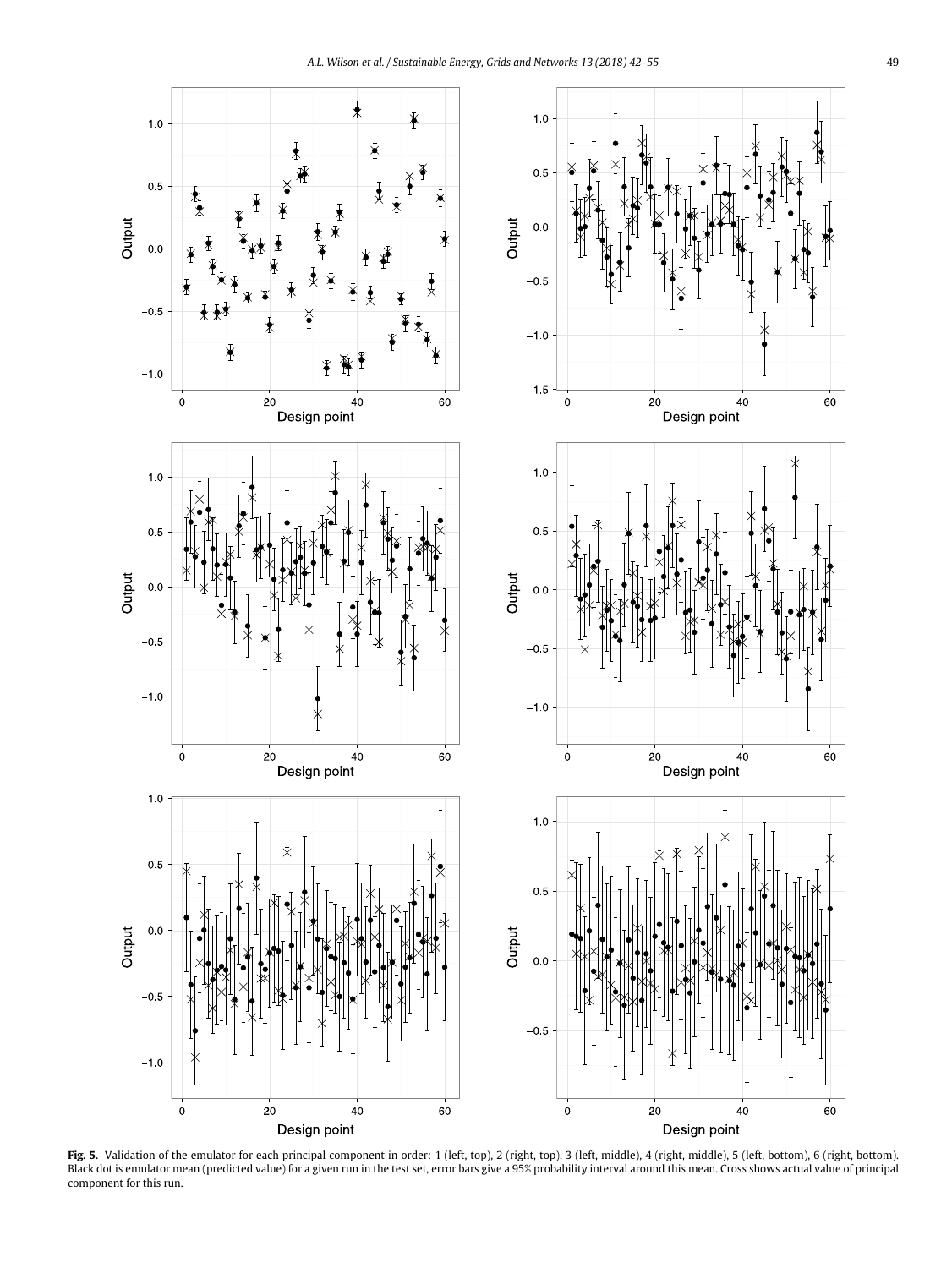**Fig. 5.** Validation of the emulator for each principal component in order: 1 (left, top), 2 (right, top), 3 (left, middle), 4 (right, middle), 5 (left, bottom), 6 (right, bottom). Black dot is emulator mean (predicted value) for a given run in the test set, error bars give a 95% probability interval around this mean. Cross shows actual value of principal component for this run.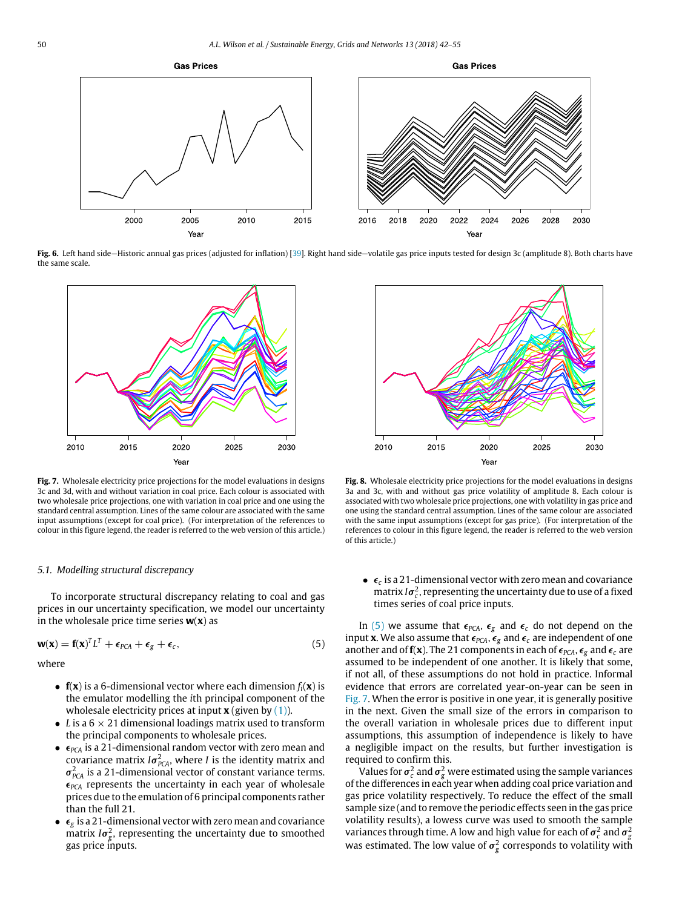Fig. 6. Left hand side—Historic annual gas prices (adjusted for inflation) [39]. Right hand side—volatile gas price inputs tested for design 3c (amplitude 8). Both charts have the same scale.

Fig. 7. Wholesale electricity price projections for the model evaluations in designs 3c and 3d, with and without variation in coal price. Each colour is associated with two wholesale price projections, one with variation in coal price and one using the standard central assumption. Lines of the same colour are associated with the same input assumptions (except for coal price). (For interpretation of the references to colour in this figure legend, the reader is referred to the web version of this article.)

Fig. 8. Wholesale electricity price projections for the model evaluations in designs 3a and 3c, with and without gas price volatility of amplitude 8. Each colour is associated with two wholesale price projections, one with volatility in gas price and one using the standard central assumption. Lines of the same colour are associated with the same input assumptions (except for gas price). (For interpretation of the references to colour in this figure legend, the reader is referred to the web version of this article.)

### 5.1. Modelling structural discrepancy

To incorporate structural discrepancy relating to coal and gas prices in our uncertainty specification, we model our uncertainty in the wholesale price time series $\mathbf{w}(\mathbf{x})$ as

$$\mathbf{w}(\mathbf{x}) = \mathbf{f}(\mathbf{x})^T L^T + \boldsymbol{\epsilon}_{PCA} + \boldsymbol{\epsilon}_g + \boldsymbol{\epsilon}_c, \tag{5}$$

where

- $\mathbf{f}(\mathbf{x})$ is a 6-dimensional vector where each dimension $f_i(\mathbf{x})$ is the emulator modelling the $i$th principal component of the wholesale electricity prices at input $\mathbf{x}$ (given by (1)).
- $L$ is a $6 \times 21$ dimensional loadings matrix used to transform the principal components to wholesale prices.
- $\boldsymbol{\epsilon}_{PCA}$ is a 21-dimensional random vector with zero mean and covariance matrix $I\boldsymbol{\sigma}^2_{PCA}$, where $I$ is the identity matrix and $\boldsymbol{\sigma}^2_{PCA}$ is a 21-dimensional vector of constant variance terms. $\boldsymbol{\epsilon}_{PCA}$ represents the uncertainty in each year of wholesale prices due to the emulation of 6 principal components rather than the full 21.
- $\boldsymbol{\epsilon}_g$ is a 21-dimensional vector with zero mean and covariance matrix $I\boldsymbol{\sigma}^2_g$, representing the uncertainty due to smoothed gas price inputs.
- $\boldsymbol{\epsilon}_c$ is a 21-dimensional vector with zero mean and covariance matrix $I\boldsymbol{\sigma}^2_c$, representing the uncertainty due to use of a fixed times series of coal price inputs.

In (5) we assume that $\boldsymbol{\epsilon}_{PCA}$, $\boldsymbol{\epsilon}_g$ and $\boldsymbol{\epsilon}_c$ do not depend on the input $\mathbf{x}$. We also assume that $\boldsymbol{\epsilon}_{PCA}$, $\boldsymbol{\epsilon}_g$ and $\boldsymbol{\epsilon}_c$ are independent of one another and of $\mathbf{f}(\mathbf{x})$. The 21 components in each of $\boldsymbol{\epsilon}_{PCA}$, $\boldsymbol{\epsilon}_g$ and $\boldsymbol{\epsilon}_c$ are assumed to be independent of one another. It is likely that some, if not all, of these assumptions do not hold in practice. Informal evidence that errors are correlated year-on-year can be seen in Fig. 7. When the error is positive in one year, it is generally positive in the next. Given the small size of the errors in comparison to the overall variation in wholesale prices due to different input assumptions, this assumption of independence is likely to have a negligible impact on the results, but further investigation is required to confirm this.

Values for $\boldsymbol{\sigma}^2_c$ and $\boldsymbol{\sigma}^2_g$ were estimated using the sample variances of the differences in each year when adding coal price variation and gas price volatility respectively. To reduce the effect of the small sample size (and to remove the periodic effects seen in the gas price volatility results), a lowess curve was used to smooth the sample variances through time. A low and high value for each of $\boldsymbol{\sigma}^2_c$ and $\boldsymbol{\sigma}^2_g$ was estimated. The low value of $\boldsymbol{\sigma}^2_g$ corresponds to volatility with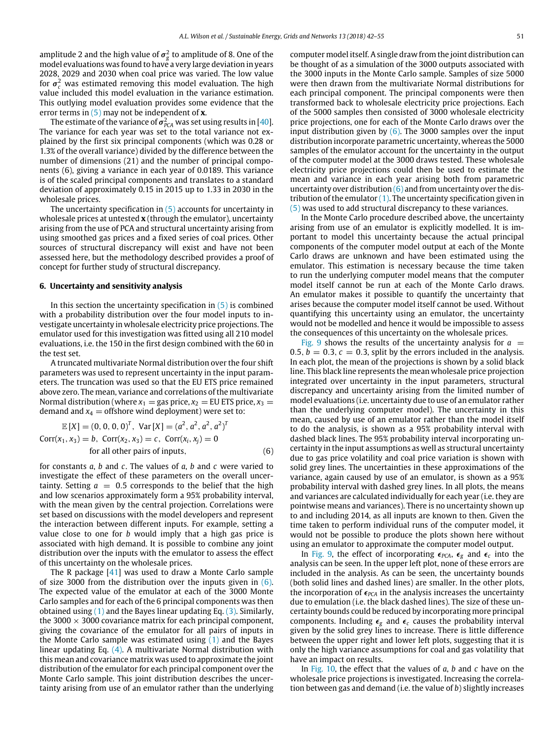amplitude 2 and the high value of $\sigma_g^2$ to amplitude of 8. One of the model evaluations was found to have a very large deviation in years 2028, 2029 and 2030 when coal price was varied. The low value for $\sigma_c^2$ was estimated removing this model evaluation. The high value included this model evaluation in the variance estimation. This outlying model evaluation provides some evidence that the error terms in (5) may not be independent of $\mathbf{x}$.

The estimate of the variance of $\sigma_{PCA}^2$ was set using results in [40]. The variance for each year was set to the total variance not explained by the first six principal components (which was 0.28 or 1.3% of the overall variance) divided by the difference between the number of dimensions (21) and the number of principal components (6), giving a variance in each year of 0.0189. This variance is of the scaled principal components and translates to a standard deviation of approximately 0.15 in 2015 up to 1.33 in 2030 in the wholesale prices.

The uncertainty specification in (5) accounts for uncertainty in wholesale prices at untested $\mathbf{x}$ (through the emulator), uncertainty arising from the use of PCA and structural uncertainty arising from using smoothed gas prices and a fixed series of coal prices. Other sources of structural discrepancy will exist and have not been assessed here, but the methodology described provides a proof of concept for further study of structural discrepancy.

## 6. Uncertainty and sensitivity analysis

In this section the uncertainty specification in (5) is combined with a probability distribution over the four model inputs to investigate uncertainty in wholesale electricity price projections. The emulator used for this investigation was fitted using all 210 model evaluations, i.e. the 150 in the first design combined with the 60 in the test set.

A truncated multivariate Normal distribution over the four shift parameters was used to represent uncertainty in the input parameters. The truncation was used so that the EU ETS price remained above zero. The mean, variance and correlations of the multivariate Normal distribution (where $x_1$ = gas price, $x_2$ = EU ETS price, $x_3$ = demand and $x_4$ = offshore wind deployment) were set to:

$$\mathbb{E}[X] = (0, 0, 0, 0)^T, \ \mathrm{Var}[X] = (a^2, a^2, a^2, a^2)^T$$
$$\mathrm{Corr}(x_1, x_3) = b, \ \mathrm{Corr}(x_2, x_3) = c, \ \mathrm{Corr}(x_i, x_j) = 0 \ \text{for all other pairs of inputs,} \tag{6}$$

for constants $a$, $b$ and $c$. The values of $a$, $b$ and $c$ were varied to investigate the effect of these parameters on the overall uncertainty. Setting $a = 0.5$ corresponds to the belief that the high and low scenarios approximately form a 95% probability interval, with the mean given by the central projection. Correlations were set based on discussions with the model developers and represent the interaction between different inputs. For example, setting a value close to one for $b$ would imply that a high gas price is associated with high demand. It is possible to combine any joint distribution over the inputs with the emulator to assess the effect of this uncertainty on the wholesale prices.

The R package [41] was used to draw a Monte Carlo sample of size 3000 from the distribution over the inputs given in (6). The expected value of the emulator at each of the 3000 Monte Carlo samples and for each of the 6 principal components was then obtained using (1) and the Bayes linear updating Eq. (3). Similarly, the 3000 × 3000 covariance matrix for each principal component, giving the covariance of the emulator for all pairs of inputs in the Monte Carlo sample was estimated using (1) and the Bayes linear updating Eq. (4). A multivariate Normal distribution with this mean and covariance matrix was used to approximate the joint distribution of the emulator for each principal component over the Monte Carlo sample. This joint distribution describes the uncertainty arising from use of an emulator rather than the underlying computer model itself. A single draw from the joint distribution can be thought of as a simulation of the 3000 outputs associated with the 3000 inputs in the Monte Carlo sample. Samples of size 5000 were then drawn from the multivariate Normal distributions for each principal component. The principal components were then transformed back to wholesale electricity price projections. Each of the 5000 samples then consisted of 3000 wholesale electricity price projections, one for each of the Monte Carlo draws over the input distribution given by (6). The 3000 samples over the input distribution incorporate parametric uncertainty, whereas the 5000 samples of the emulator account for the uncertainty in the output of the computer model at the 3000 draws tested. These wholesale electricity price projections could then be used to estimate the mean and variance in each year arising both from parametric uncertainty over distribution (6) and from uncertainty over the distribution of the emulator (1). The uncertainty specification given in (5) was used to add structural discrepancy to these variances.

In the Monte Carlo procedure described above, the uncertainty arising from use of an emulator is explicitly modelled. It is important to model this uncertainty because the actual principal components of the computer model output at each of the Monte Carlo draws are unknown and have been estimated using the emulator. This estimation is necessary because the time taken to run the underlying computer model means that the computer model itself cannot be run at each of the Monte Carlo draws. An emulator makes it possible to quantify the uncertainty that arises because the computer model itself cannot be used. Without quantifying this uncertainty using an emulator, the uncertainty would not be modelled and hence it would be impossible to assess the consequences of this uncertainty on the wholesale prices.

Fig. 9 shows the results of the uncertainty analysis for $a = 0.5$, $b = 0.3$, $c = 0.3$, split by the errors included in the analysis. In each plot, the mean of the projections is shown by a solid black line. This black line represents the mean wholesale price projection integrated over uncertainty in the input parameters, structural discrepancy and uncertainty arising from the limited number of model evaluations (i.e. uncertainty due to use of an emulator rather than the underlying computer model). The uncertainty in this mean, caused by use of an emulator rather than the model itself to do the analysis, is shown as a 95% probability interval with dashed black lines. The 95% probability interval incorporating uncertainty in the input assumptions as well as structural uncertainty due to gas price volatility and coal price variation is shown with solid grey lines. The uncertainties in these approximations of the variance, again caused by use of an emulator, is shown as a 95% probability interval with dashed grey lines. In all plots, the means and variances are calculated individually for each year (i.e. they are pointwise means and variances). There is no uncertainty shown up to and including 2014, as all inputs are known to then. Given the time taken to perform individual runs of the computer model, it would not be possible to produce the plots shown here without using an emulator to approximate the computer model output.

In Fig. 9, the effect of incorporating $\epsilon_{PCA}$, $\epsilon_g$ and $\epsilon_c$ into the analysis can be seen. In the upper left plot, none of these errors are included in the analysis. As can be seen, the uncertainty bounds (both solid lines and dashed lines) are smaller. In the other plots, the incorporation of $\epsilon_{PCA}$ in the analysis increases the uncertainty due to emulation (i.e. the black dashed lines). The size of these uncertainty bounds could be reduced by incorporating more principal components. Including $\epsilon_g$ and $\epsilon_c$ causes the probability interval given by the solid grey lines to increase. There is little difference between the upper right and lower left plots, suggesting that it is only the high variance assumptions for coal and gas volatility that have an impact on results.

In Fig. 10, the effect that the values of $a$, $b$ and $c$ have on the wholesale price projections is investigated. Increasing the correlation between gas and demand (i.e. the value of $b$) slightly increases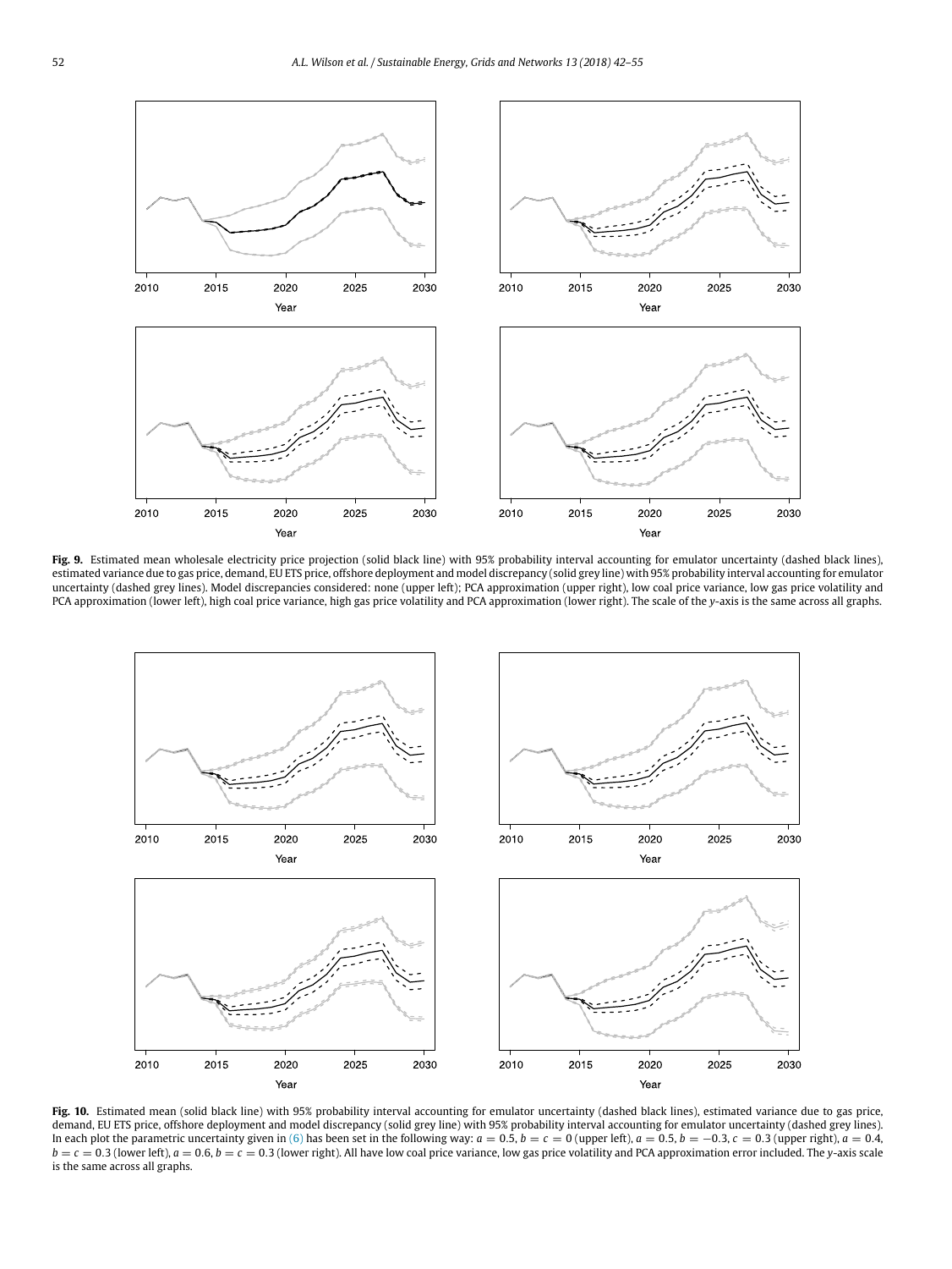**Fig. 9.** Estimated mean wholesale electricity price projection (solid black line) with 95% probability interval accounting for emulator uncertainty (dashed black lines), estimated variance due to gas price, demand, EU ETS price, offshore deployment and model discrepancy (solid grey line) with 95% probability interval accounting for emulator uncertainty (dashed grey lines). Model discrepancies considered: none (upper left); PCA approximation (upper right), low coal price variance, low gas price volatility and PCA approximation (lower left), high coal price variance, high gas price volatility and PCA approximation (lower right). The scale of the *y*-axis is the same across all graphs.

**Fig. 10.** Estimated mean (solid black line) with 95% probability interval accounting for emulator uncertainty (dashed black lines), estimated variance due to gas price, demand, EU ETS price, offshore deployment and model discrepancy (solid grey line) with 95% probability interval accounting for emulator uncertainty (dashed grey lines). In each plot the parametric uncertainty given in (6) has been set in the following way: $a = 0.5$, $b = c = 0$ (upper left), $a = 0.5$, $b = -0.3$, $c = 0.3$ (upper right), $a = 0.4$, $b = c = 0.3$ (lower left), $a = 0.6$, $b = c = 0.3$ (lower right). All have low coal price variance, low gas price volatility and PCA approximation error included. The *y*-axis scale is the same across all graphs.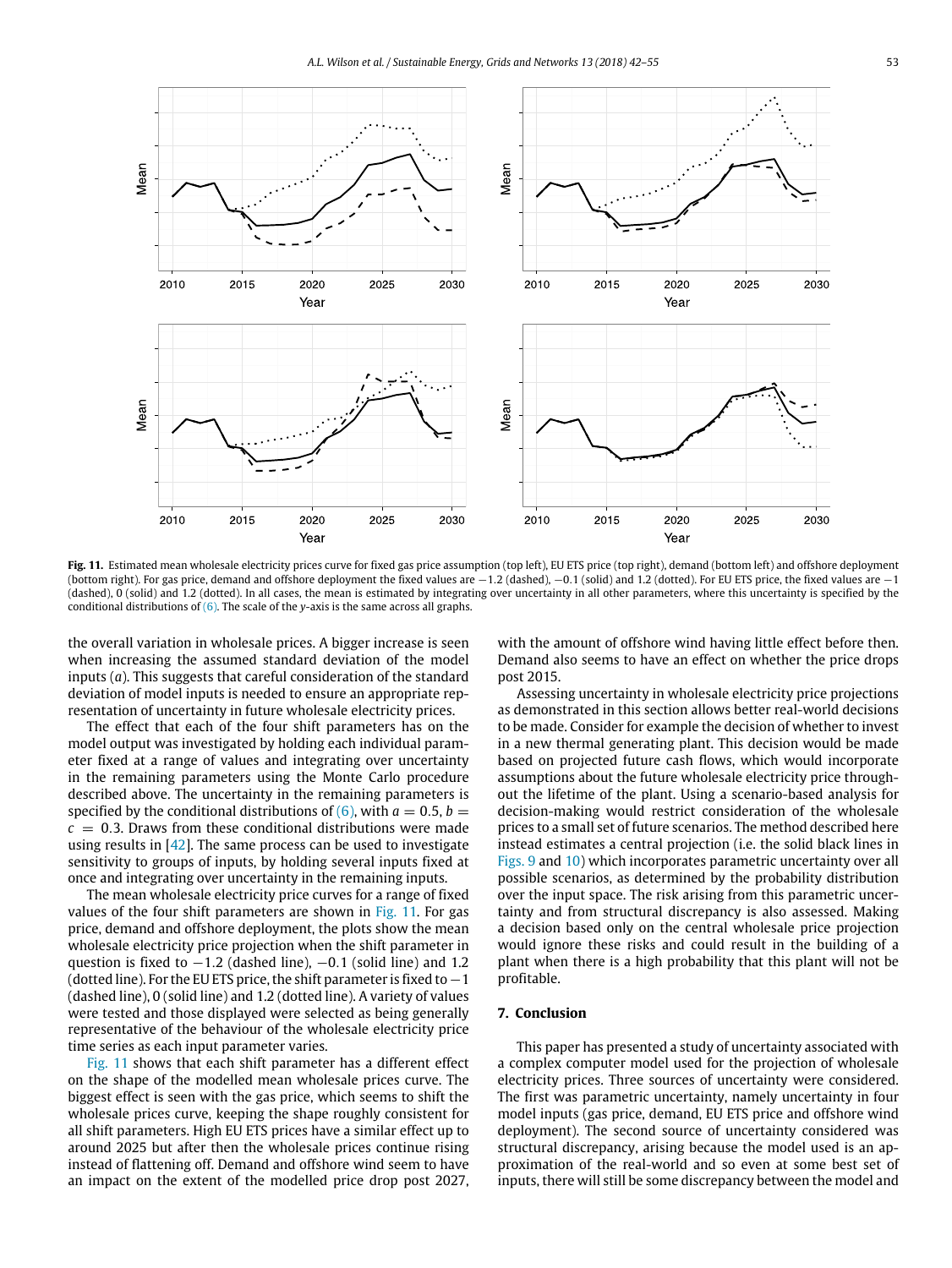**Fig. 11.** Estimated mean wholesale electricity prices curve for fixed gas price assumption (top left), EU ETS price (top right), demand (bottom left) and offshore deployment (bottom right). For gas price, demand and offshore deployment the fixed values are −1.2 (dashed), −0.1 (solid) and 1.2 (dotted). For EU ETS price, the fixed values are −1 (dashed), 0 (solid) and 1.2 (dotted). In all cases, the mean is estimated by integrating over uncertainty in all other parameters, where this uncertainty is specified by the conditional distributions of (6). The scale of the *y*-axis is the same across all graphs.

the overall variation in wholesale prices. A bigger increase is seen when increasing the assumed standard deviation of the model inputs ($a$). This suggests that careful consideration of the standard deviation of model inputs is needed to ensure an appropriate representation of uncertainty in future wholesale electricity prices.

The effect that each of the four shift parameters has on the model output was investigated by holding each individual parameter fixed at a range of values and integrating over uncertainty in the remaining parameters using the Monte Carlo procedure described above. The uncertainty in the remaining parameters is specified by the conditional distributions of (6), with $a = 0.5$, $b = c = 0.3$. Draws from these conditional distributions were made using results in [42]. The same process can be used to investigate sensitivity to groups of inputs, by holding several inputs fixed at once and integrating over uncertainty in the remaining inputs.

The mean wholesale electricity price curves for a range of fixed values of the four shift parameters are shown in Fig. 11. For gas price, demand and offshore deployment, the plots show the mean wholesale electricity price projection when the shift parameter in question is fixed to −1.2 (dashed line), −0.1 (solid line) and 1.2 (dotted line). For the EU ETS price, the shift parameter is fixed to −1 (dashed line), 0 (solid line) and 1.2 (dotted line). A variety of values were tested and those displayed were selected as being generally representative of the behaviour of the wholesale electricity price time series as each input parameter varies.

Fig. 11 shows that each shift parameter has a different effect on the shape of the modelled mean wholesale prices curve. The biggest effect is seen with the gas price, which seems to shift the wholesale prices curve, keeping the shape roughly consistent for all shift parameters. High EU ETS prices have a similar effect up to around 2025 but after then the wholesale prices continue rising instead of flattening off. Demand and offshore wind seem to have an impact on the extent of the modelled price drop post 2027, with the amount of offshore wind having little effect before then. Demand also seems to have an effect on whether the price drops post 2015.

Assessing uncertainty in wholesale electricity price projections as demonstrated in this section allows better real-world decisions to be made. Consider for example the decision of whether to invest in a new thermal generating plant. This decision would be made based on projected future cash flows, which would incorporate assumptions about the future wholesale electricity price throughout the lifetime of the plant. Using a scenario-based analysis for decision-making would restrict consideration of the wholesale prices to a small set of future scenarios. The method described here instead estimates a central projection (i.e. the solid black lines in Figs. 9 and 10) which incorporates parametric uncertainty over all possible scenarios, as determined by the probability distribution over the input space. The risk arising from this parametric uncertainty and from structural discrepancy is also assessed. Making a decision based only on the central wholesale price projection would ignore these risks and could result in the building of a plant when there is a high probability that this plant will not be profitable.

## 7. Conclusion

This paper has presented a study of uncertainty associated with a complex computer model used for the projection of wholesale electricity prices. Three sources of uncertainty were considered. The first was parametric uncertainty, namely uncertainty in four model inputs (gas price, demand, EU ETS price and offshore wind deployment). The second source of uncertainty considered was structural discrepancy, arising because the model used is an approximation of the real-world and so even at some best set of inputs, there will still be some discrepancy between the model and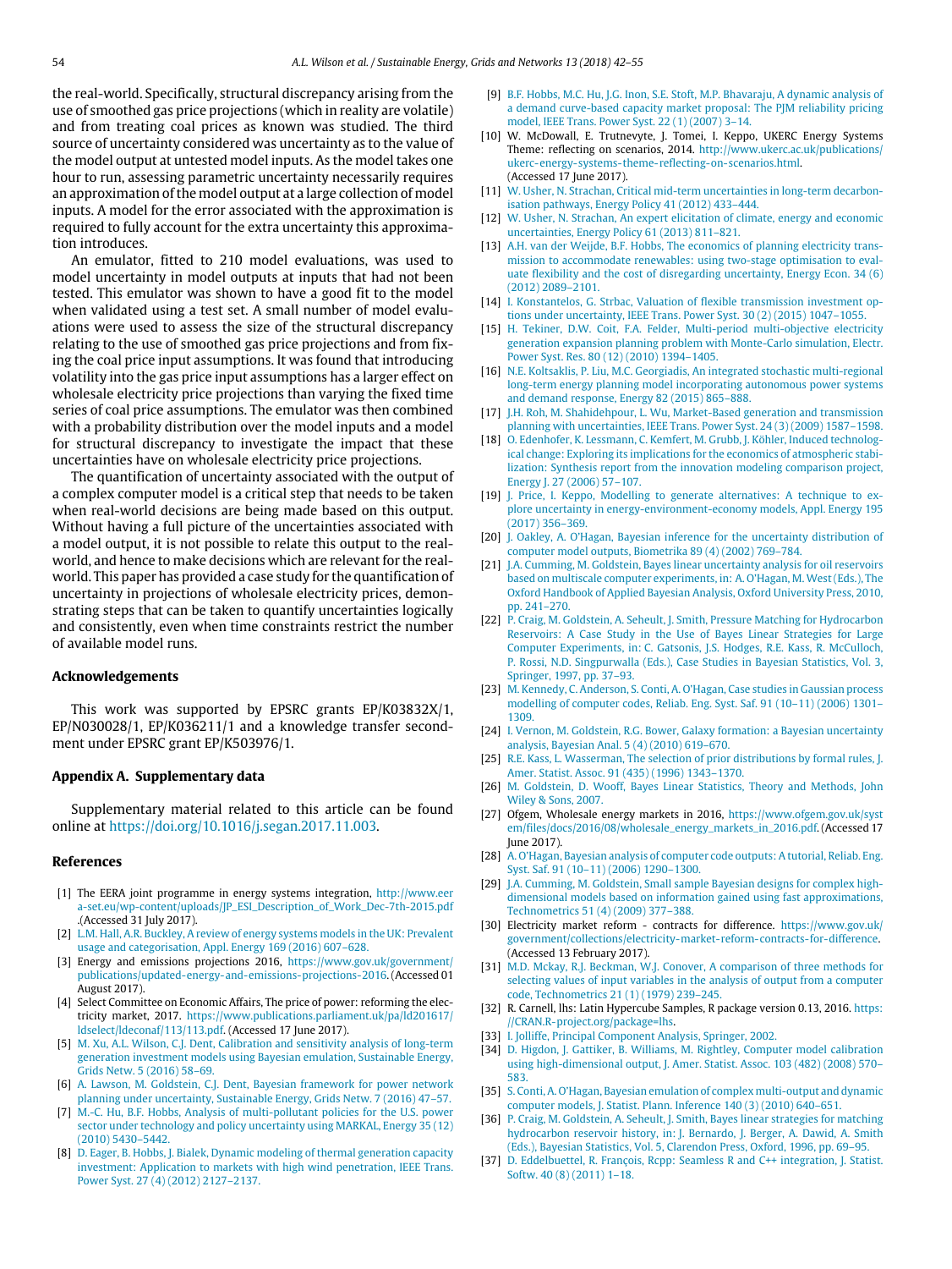the real-world. Specifically, structural discrepancy arising from the use of smoothed gas price projections (which in reality are volatile) and from treating coal prices as known was studied. The third source of uncertainty considered was uncertainty as to the value of the model output at untested model inputs. As the model takes one hour to run, assessing parametric uncertainty necessarily requires an approximation of the model output at a large collection of model inputs. A model for the error associated with the approximation is required to fully account for the extra uncertainty this approximation introduces.

An emulator, fitted to 210 model evaluations, was used to model uncertainty in model outputs at inputs that had not been tested. This emulator was shown to have a good fit to the model when validated using a test set. A small number of model evaluations were used to assess the size of the structural discrepancy relating to the use of smoothed gas price projections and from fixing the coal price input assumptions. It was found that introducing volatility into the gas price input assumptions has a larger effect on wholesale electricity price projections than varying the fixed time series of coal price assumptions. The emulator was then combined with a probability distribution over the model inputs and a model for structural discrepancy to investigate the impact that these uncertainties have on wholesale electricity price projections.

The quantification of uncertainty associated with the output of a complex computer model is a critical step that needs to be taken when real-world decisions are being made based on this output. Without having a full picture of the uncertainties associated with a model output, it is not possible to relate this output to the real-world, and hence to make decisions which are relevant for the real-world. This paper has provided a case study for the quantification of uncertainty in projections of wholesale electricity prices, demonstrating steps that can be taken to quantify uncertainties logically and consistently, even when time constraints restrict the number of available model runs.

## Acknowledgements

This work was supported by EPSRC grants EP/K03832X/1, EP/N030028/1, EP/K036211/1 and a knowledge transfer secondment under EPSRC grant EP/K503976/1.

## Appendix A. Supplementary data

Supplementary material related to this article can be found online at https://doi.org/10.1016/j.segan.2017.11.003.

## References

[1] The EERA joint programme in energy systems integration, http://www.eera-set.eu/wp-content/uploads/JP_ESI_Description_of_Work_Dec-7th-2015.pdf .(Accessed 31 July 2017).

[2] L.M. Hall, A.R. Buckley, A review of energy systems models in the UK: Prevalent usage and categorisation, Appl. Energy 169 (2016) 607–628.

[3] Energy and emissions projections 2016, https://www.gov.uk/government/publications/updated-energy-and-emissions-projections-2016. (Accessed 01 August 2017).

[4] Select Committee on Economic Affairs, The price of power: reforming the electricity market, 2017. https://www.publications.parliament.uk/pa/ld201617/ldselect/ldeconaf/113/113.pdf. (Accessed 17 June 2017).

[5] M. Xu, A.L. Wilson, C.J. Dent, Calibration and sensitivity analysis of long-term generation investment models using Bayesian emulation, Sustainable Energy, Grids Netw. 5 (2016) 58–69.

[6] A. Lawson, M. Goldstein, C.J. Dent, Bayesian framework for power network planning under uncertainty, Sustainable Energy, Grids Netw. 7 (2016) 47–57.

[7] M.-C. Hu, B.F. Hobbs, Analysis of multi-pollutant policies for the U.S. power sector under technology and policy uncertainty using MARKAL, Energy 35 (12) (2010) 5430–5442.

[8] D. Eager, B. Hobbs, J. Bialek, Dynamic modeling of thermal generation capacity investment: Application to markets with high wind penetration, IEEE Trans. Power Syst. 27 (4) (2012) 2127–2137.

[9] B.F. Hobbs, M.C. Hu, J.G. Inon, S.E. Stoft, M.P. Bhavaraju, A dynamic analysis of a demand curve-based capacity market proposal: The PJM reliability pricing model, IEEE Trans. Power Syst. 22 (1) (2007) 3–14.

[10] W. McDowall, E. Trutnevyte, J. Tomei, I. Keppo, UKERC Energy Systems Theme: reflecting on scenarios, 2014. http://www.ukerc.ac.uk/publications/ukerc-energy-systems-theme-reflecting-on-scenarios.html. (Accessed 17 June 2017).

[11] W. Usher, N. Strachan, Critical mid-term uncertainties in long-term decarbonisation pathways, Energy Policy 41 (2012) 433–444.

[12] W. Usher, N. Strachan, An expert elicitation of climate, energy and economic uncertainties, Energy Policy 61 (2013) 811–821.

[13] A.H. van der Weijde, B.F. Hobbs, The economics of planning electricity transmission to accommodate renewables: using two-stage optimisation to evaluate flexibility and the cost of disregarding uncertainty, Energy Econ. 34 (6) (2012) 2089–2101.

[14] I. Konstantelos, G. Strbac, Valuation of flexible transmission investment options under uncertainty, IEEE Trans. Power Syst. 30 (2) (2015) 1047–1055.

[15] H. Tekiner, D.W. Coit, F.A. Felder, Multi-period multi-objective electricity generation expansion planning problem with Monte-Carlo simulation, Electr. Power Syst. Res. 80 (12) (2010) 1394–1405.

[16] N.E. Koltsaklis, P. Liu, M.C. Georgiadis, An integrated stochastic multi-regional long-term energy planning model incorporating autonomous power systems and demand response, Energy 82 (2015) 865–888.

[17] J.H. Roh, M. Shahidehpour, L. Wu, Market-Based generation and transmission planning with uncertainties, IEEE Trans. Power Syst. 24 (3) (2009) 1587–1598.

[18] O. Edenhofer, K. Lessmann, C. Kemfert, M. Grubb, J. Köhler, Induced technological change: Exploring its implications for the economics of atmospheric stabilization: Synthesis report from the innovation modeling comparison project, Energy J. 27 (2006) 57–107.

[19] J. Price, I. Keppo, Modelling to generate alternatives: A technique to explore uncertainty in energy-environment-economy models, Appl. Energy 195 (2017) 356–369.

[20] J. Oakley, A. O'Hagan, Bayesian inference for the uncertainty distribution of computer model outputs, Biometrika 89 (4) (2002) 769–784.

[21] J.A. Cumming, M. Goldstein, Bayes linear uncertainty analysis for oil reservoirs based on multiscale computer experiments, in: A. O'Hagan, M. West (Eds.), The Oxford Handbook of Applied Bayesian Analysis, Oxford University Press, 2010, pp. 241–270.

[22] P. Craig, M. Goldstein, A. Seheult, J. Smith, Pressure Matching for Hydrocarbon Reservoirs: A Case Study in the Use of Bayes Linear Strategies for Large Computer Experiments, in: C. Gatsonis, J.S. Hodges, R.E. Kass, R. McCulloch, P. Rossi, N.D. Singpurwalla (Eds.), Case Studies in Bayesian Statistics, Vol. 3, Springer, 1997, pp. 37–93.

[23] M. Kennedy, C. Anderson, S. Conti, A. O'Hagan, Case studies in Gaussian process modelling of computer codes, Reliab. Eng. Syst. Saf. 91 (10–11) (2006) 1301–1309.

[24] I. Vernon, M. Goldstein, R.G. Bower, Galaxy formation: a Bayesian uncertainty analysis, Bayesian Anal. 5 (4) (2010) 619–670.

[25] R.E. Kass, L. Wasserman, The selection of prior distributions by formal rules, J. Amer. Statist. Assoc. 91 (435) (1996) 1343–1370.

[26] M. Goldstein, D. Wooff, Bayes Linear Statistics, Theory and Methods, John Wiley & Sons, 2007.

[27] Ofgem, Wholesale energy markets in 2016, https://www.ofgem.gov.uk/system/files/docs/2016/08/wholesale_energy_markets_in_2016.pdf. (Accessed 17 June 2017).

[28] A. O'Hagan, Bayesian analysis of computer code outputs: A tutorial, Reliab. Eng. Syst. Saf. 91 (10–11) (2006) 1290–1300.

[29] J.A. Cumming, M. Goldstein, Small sample Bayesian designs for complex high-dimensional models based on information gained using fast approximations, Technometrics 51 (4) (2009) 377–388.

[30] Electricity market reform - contracts for difference. https://www.gov.uk/government/collections/electricity-market-reform-contracts-for-difference. (Accessed 13 February 2017).

[31] M.D. Mckay, R.J. Beckman, W.J. Conover, A comparison of three methods for selecting values of input variables in the analysis of output from a computer code, Technometrics 21 (1) (1979) 239–245.

[32] R. Carnell, lhs: Latin Hypercube Samples, R package version 0.13, 2016. https://CRAN.R-project.org/package=lhs.

[33] I. Jolliffe, Principal Component Analysis, Springer, 2002.

[34] D. Higdon, J. Gattiker, B. Williams, M. Rightley, Computer model calibration using high-dimensional output, J. Amer. Statist. Assoc. 103 (482) (2008) 570–583.

[35] S. Conti, A. O'Hagan, Bayesian emulation of complex multi-output and dynamic computer models, J. Statist. Plann. Inference 140 (3) (2010) 640–651.

[36] P. Craig, M. Goldstein, A. Seheult, J. Smith, Bayes linear strategies for matching hydrocarbon reservoir history, in: J. Bernardo, J. Berger, A. Dawid, A. Smith (Eds.), Bayesian Statistics, Vol. 5, Clarendon Press, Oxford, 1996, pp. 69–95.

[37] D. Eddelbuettel, R. François, Rcpp: Seamless R and C++ integration, J. Statist. Softw. 40 (8) (2011) 1–18.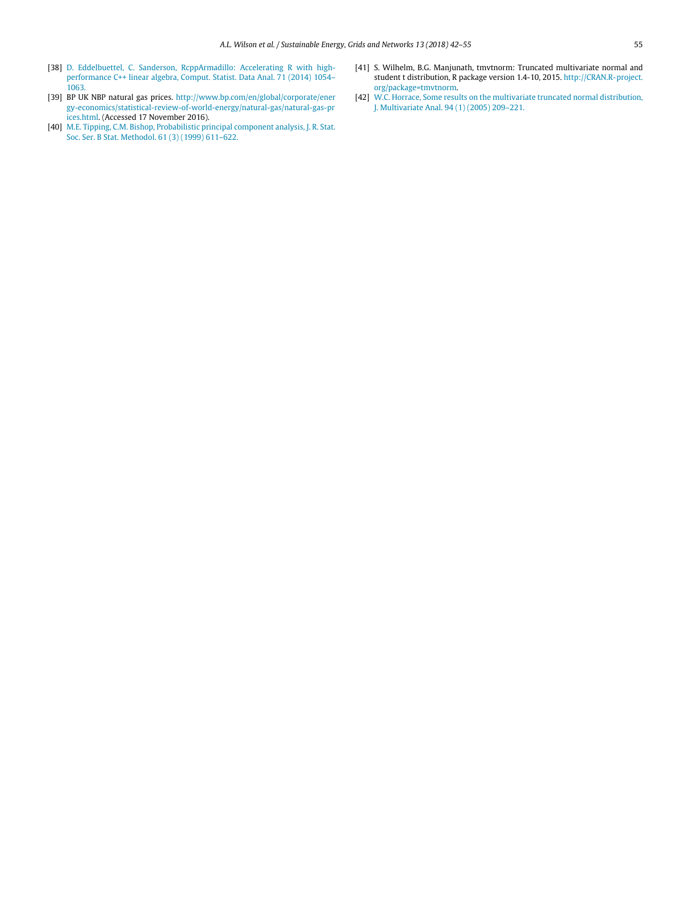[38] D. Eddelbuettel, C. Sanderson, RcppArmadillo: Accelerating R with high-performance C++ linear algebra, Comput. Statist. Data Anal. 71 (2014) 1054–1063.

[39] BP UK NBP natural gas prices. http://www.bp.com/en/global/corporate/energy-economics/statistical-review-of-world-energy/natural-gas/natural-gas-prices.html. (Accessed 17 November 2016).

[40] M.E. Tipping, C.M. Bishop, Probabilistic principal component analysis, J. R. Stat. Soc. Ser. B Stat. Methodol. 61 (3) (1999) 611–622.

[41] S. Wilhelm, B.G. Manjunath, tmvtnorm: Truncated multivariate normal and student t distribution, R package version 1.4-10, 2015. http://CRAN.R-project.org/package=tmvtnorm.

[42] W.C. Horrace, Some results on the multivariate truncated normal distribution, J. Multivariate Anal. 94 (1) (2005) 209–221.